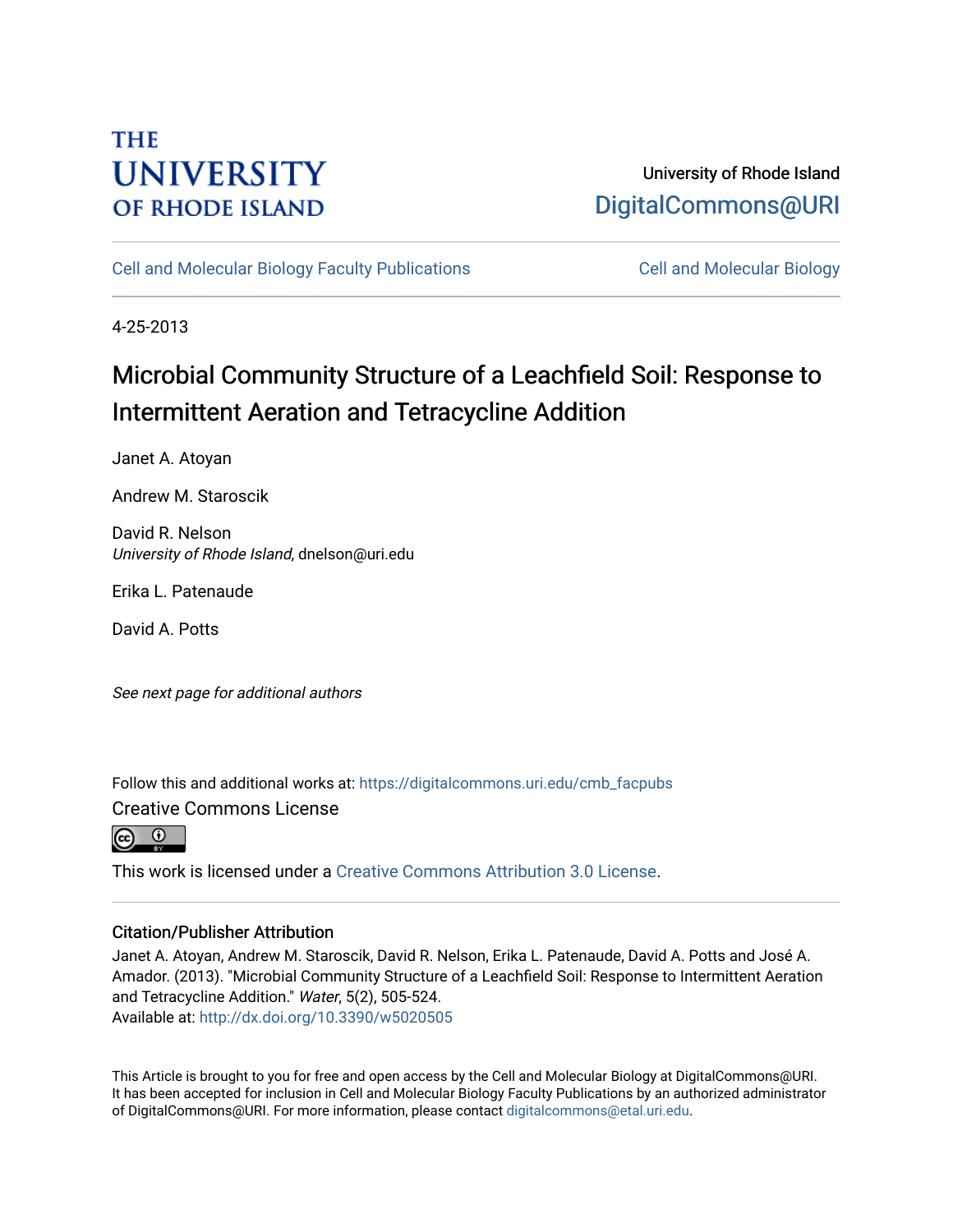THE UNIVERSITY OF RHODE ISLAND

University of Rhode Island
DigitalCommons@URI

Cell and Molecular Biology Faculty Publications | Cell and Molecular Biology

4-25-2013

# Microbial Community Structure of a Leachfield Soil: Response to Intermittent Aeration and Tetracycline Addition

Janet A. Atoyan

Andrew M. Staroscik

David R. Nelson
*University of Rhode Island*, dnelson@uri.edu

Erika L. Patenaude

David A. Potts

*See next page for additional authors*

Follow this and additional works at: https://digitalcommons.uri.edu/cmb_facpubs

Creative Commons License

This work is licensed under a Creative Commons Attribution 3.0 License.

## Citation/Publisher Attribution

Janet A. Atoyan, Andrew M. Staroscik, David R. Nelson, Erika L. Patenaude, David A. Potts and José A. Amador. (2013). "Microbial Community Structure of a Leachfield Soil: Response to Intermittent Aeration and Tetracycline Addition." *Water*, 5(2), 505-524.
Available at: http://dx.doi.org/10.3390/w5020505

This Article is brought to you for free and open access by the Cell and Molecular Biology at DigitalCommons@URI. It has been accepted for inclusion in Cell and Molecular Biology Faculty Publications by an authorized administrator of DigitalCommons@URI. For more information, please contact digitalcommons@etal.uri.edu.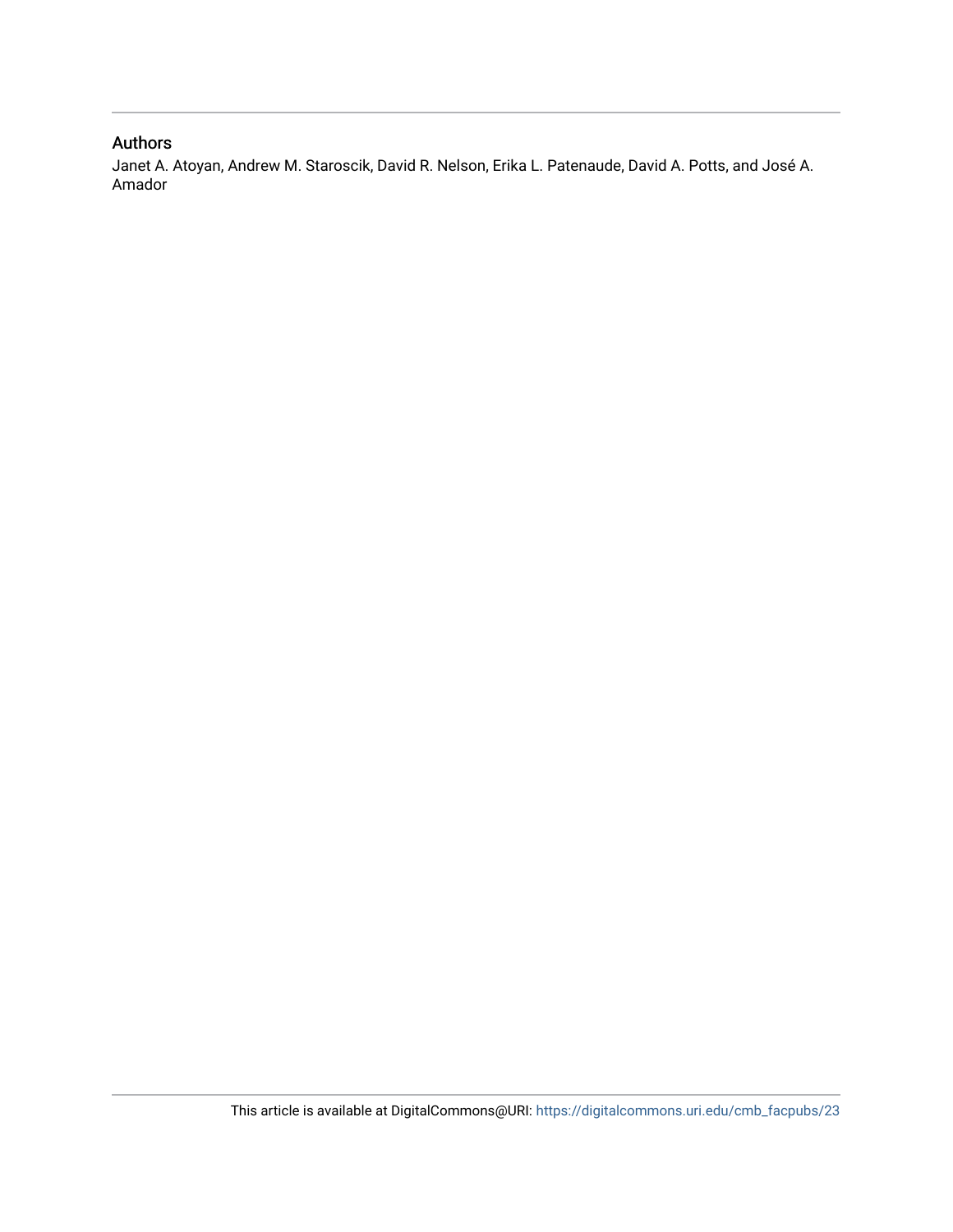## Authors

Janet A. Atoyan, Andrew M. Staroscik, David R. Nelson, Erika L. Patenaude, David A. Potts, and José A. Amador

This article is available at DigitalCommons@URI: https://digitalcommons.uri.edu/cmb_facpubs/23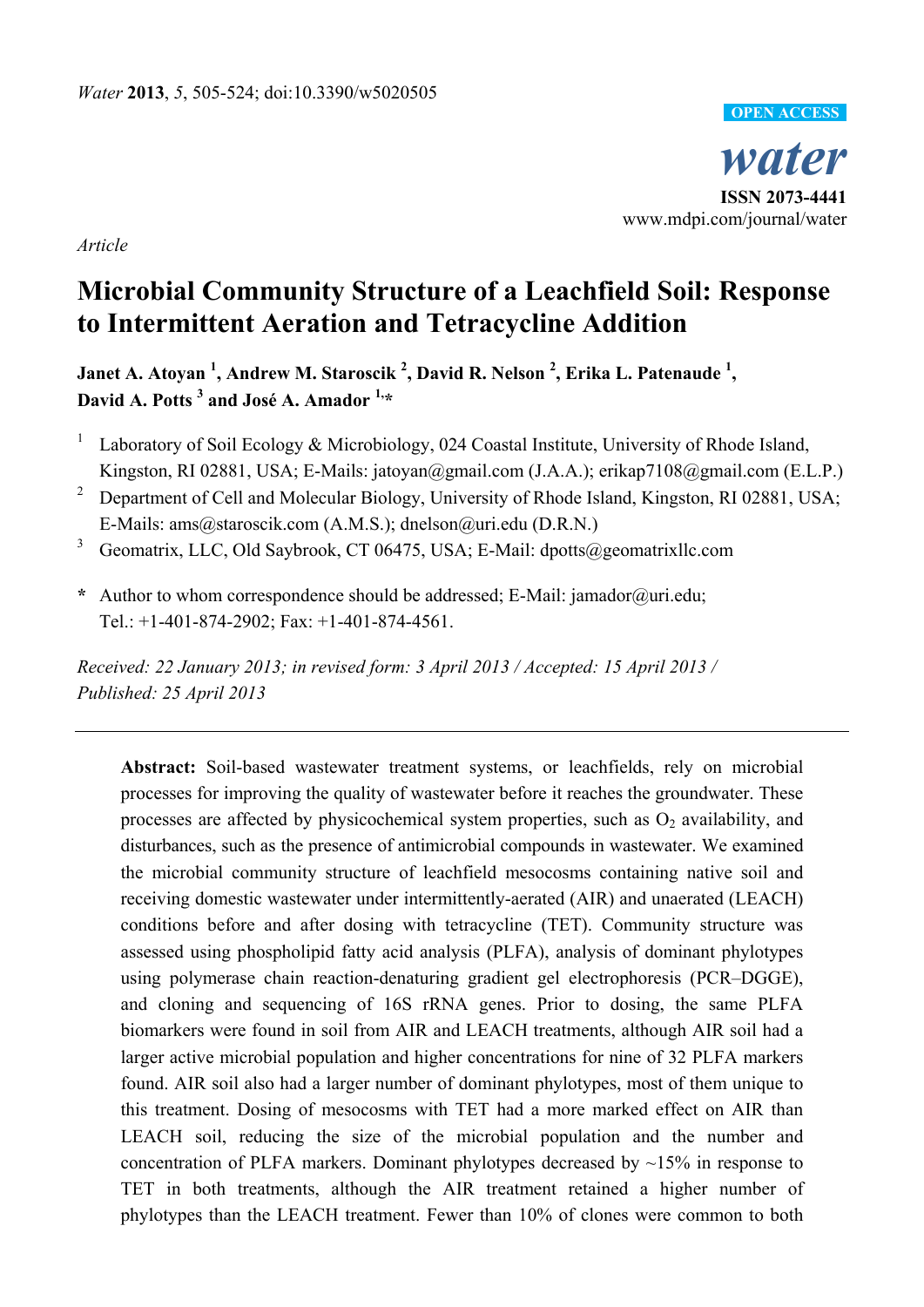*Water* **2013**, *5*, 505-524; doi:10.3390/w5020505

OPEN ACCESS

*water*

**ISSN 2073-4441**

www.mdpi.com/journal/water

*Article*

# Microbial Community Structure of a Leachfield Soil: Response to Intermittent Aeration and Tetracycline Addition

**Janet A. Atoyan [1], Andrew M. Staroscik [2], David R. Nelson [2], Erika L. Patenaude [1], David A. Potts [3] and José A. Amador [1,*]**

[1] Laboratory of Soil Ecology & Microbiology, 024 Coastal Institute, University of Rhode Island, Kingston, RI 02881, USA; E-Mails: jatoyan@gmail.com (J.A.A.); erikap7108@gmail.com (E.L.P.)

[2] Department of Cell and Molecular Biology, University of Rhode Island, Kingston, RI 02881, USA; E-Mails: ams@staroscik.com (A.M.S.); dnelson@uri.edu (D.R.N.)

[3] Geomatrix, LLC, Old Saybrook, CT 06475, USA; E-Mail: dpotts@geomatrixllc.com

**\*** Author to whom correspondence should be addressed; E-Mail: jamador@uri.edu; Tel.: +1-401-874-2902; Fax: +1-401-874-4561.

*Received: 22 January 2013; in revised form: 3 April 2013 / Accepted: 15 April 2013 / Published: 25 April 2013*

---

**Abstract:** Soil-based wastewater treatment systems, or leachfields, rely on microbial processes for improving the quality of wastewater before it reaches the groundwater. These processes are affected by physicochemical system properties, such as $O_2$ availability, and disturbances, such as the presence of antimicrobial compounds in wastewater. We examined the microbial community structure of leachfield mesocosms containing native soil and receiving domestic wastewater under intermittently-aerated (AIR) and unaerated (LEACH) conditions before and after dosing with tetracycline (TET). Community structure was assessed using phospholipid fatty acid analysis (PLFA), analysis of dominant phylotypes using polymerase chain reaction-denaturing gradient gel electrophoresis (PCR–DGGE), and cloning and sequencing of 16S rRNA genes. Prior to dosing, the same PLFA biomarkers were found in soil from AIR and LEACH treatments, although AIR soil had a larger active microbial population and higher concentrations for nine of 32 PLFA markers found. AIR soil also had a larger number of dominant phylotypes, most of them unique to this treatment. Dosing of mesocosms with TET had a more marked effect on AIR than LEACH soil, reducing the size of the microbial population and the number and concentration of PLFA markers. Dominant phylotypes decreased by ~15% in response to TET in both treatments, although the AIR treatment retained a higher number of phylotypes than the LEACH treatment. Fewer than 10% of clones were common to both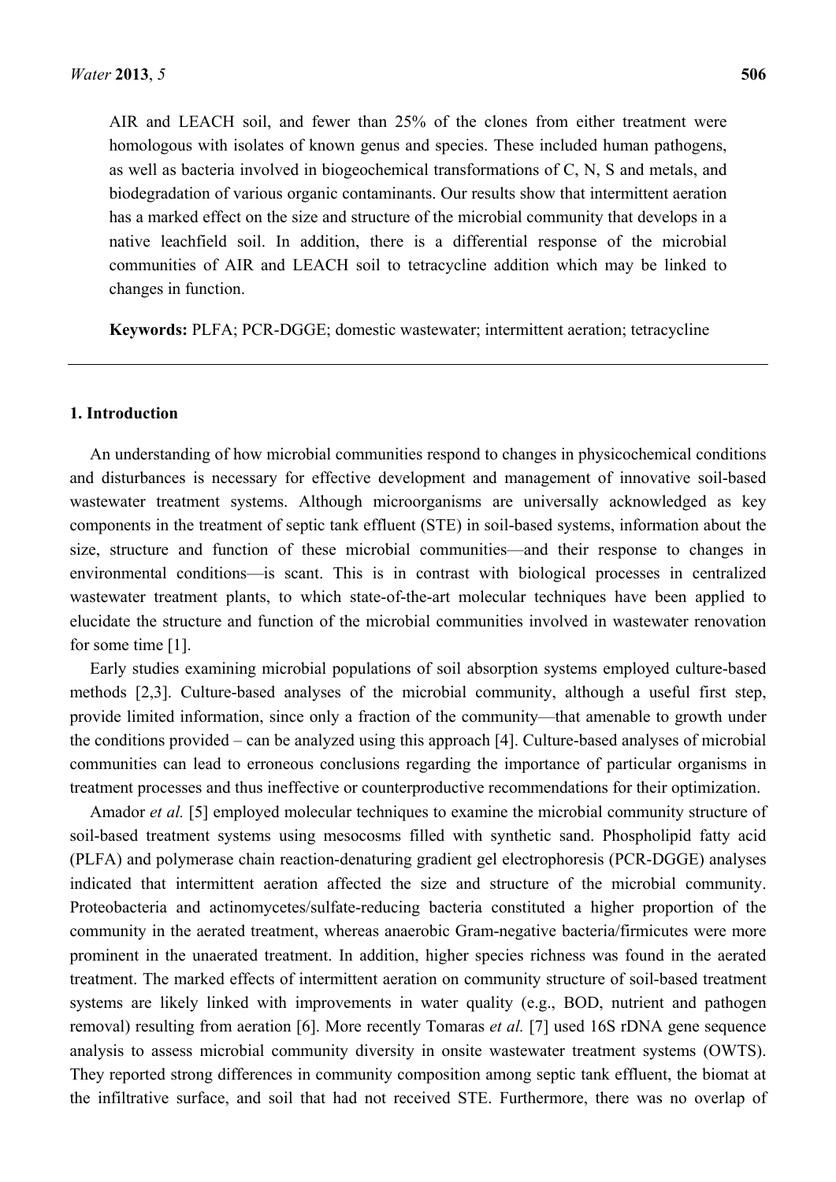AIR and LEACH soil, and fewer than 25% of the clones from either treatment were homologous with isolates of known genus and species. These included human pathogens, as well as bacteria involved in biogeochemical transformations of C, N, S and metals, and biodegradation of various organic contaminants. Our results show that intermittent aeration has a marked effect on the size and structure of the microbial community that develops in a native leachfield soil. In addition, there is a differential response of the microbial communities of AIR and LEACH soil to tetracycline addition which may be linked to changes in function.

**Keywords:** PLFA; PCR-DGGE; domestic wastewater; intermittent aeration; tetracycline

## 1. Introduction

An understanding of how microbial communities respond to changes in physicochemical conditions and disturbances is necessary for effective development and management of innovative soil-based wastewater treatment systems. Although microorganisms are universally acknowledged as key components in the treatment of septic tank effluent (STE) in soil-based systems, information about the size, structure and function of these microbial communities—and their response to changes in environmental conditions—is scant. This is in contrast with biological processes in centralized wastewater treatment plants, to which state-of-the-art molecular techniques have been applied to elucidate the structure and function of the microbial communities involved in wastewater renovation for some time [1].

Early studies examining microbial populations of soil absorption systems employed culture-based methods [2,3]. Culture-based analyses of the microbial community, although a useful first step, provide limited information, since only a fraction of the community—that amenable to growth under the conditions provided – can be analyzed using this approach [4]. Culture-based analyses of microbial communities can lead to erroneous conclusions regarding the importance of particular organisms in treatment processes and thus ineffective or counterproductive recommendations for their optimization.

Amador *et al.* [5] employed molecular techniques to examine the microbial community structure of soil-based treatment systems using mesocosms filled with synthetic sand. Phospholipid fatty acid (PLFA) and polymerase chain reaction-denaturing gradient gel electrophoresis (PCR-DGGE) analyses indicated that intermittent aeration affected the size and structure of the microbial community. Proteobacteria and actinomycetes/sulfate-reducing bacteria constituted a higher proportion of the community in the aerated treatment, whereas anaerobic Gram-negative bacteria/firmicutes were more prominent in the unaerated treatment. In addition, higher species richness was found in the aerated treatment. The marked effects of intermittent aeration on community structure of soil-based treatment systems are likely linked with improvements in water quality (e.g., BOD, nutrient and pathogen removal) resulting from aeration [6]. More recently Tomaras *et al.* [7] used 16S rDNA gene sequence analysis to assess microbial community diversity in onsite wastewater treatment systems (OWTS). They reported strong differences in community composition among septic tank effluent, the biomat at the infiltrative surface, and soil that had not received STE. Furthermore, there was no overlap of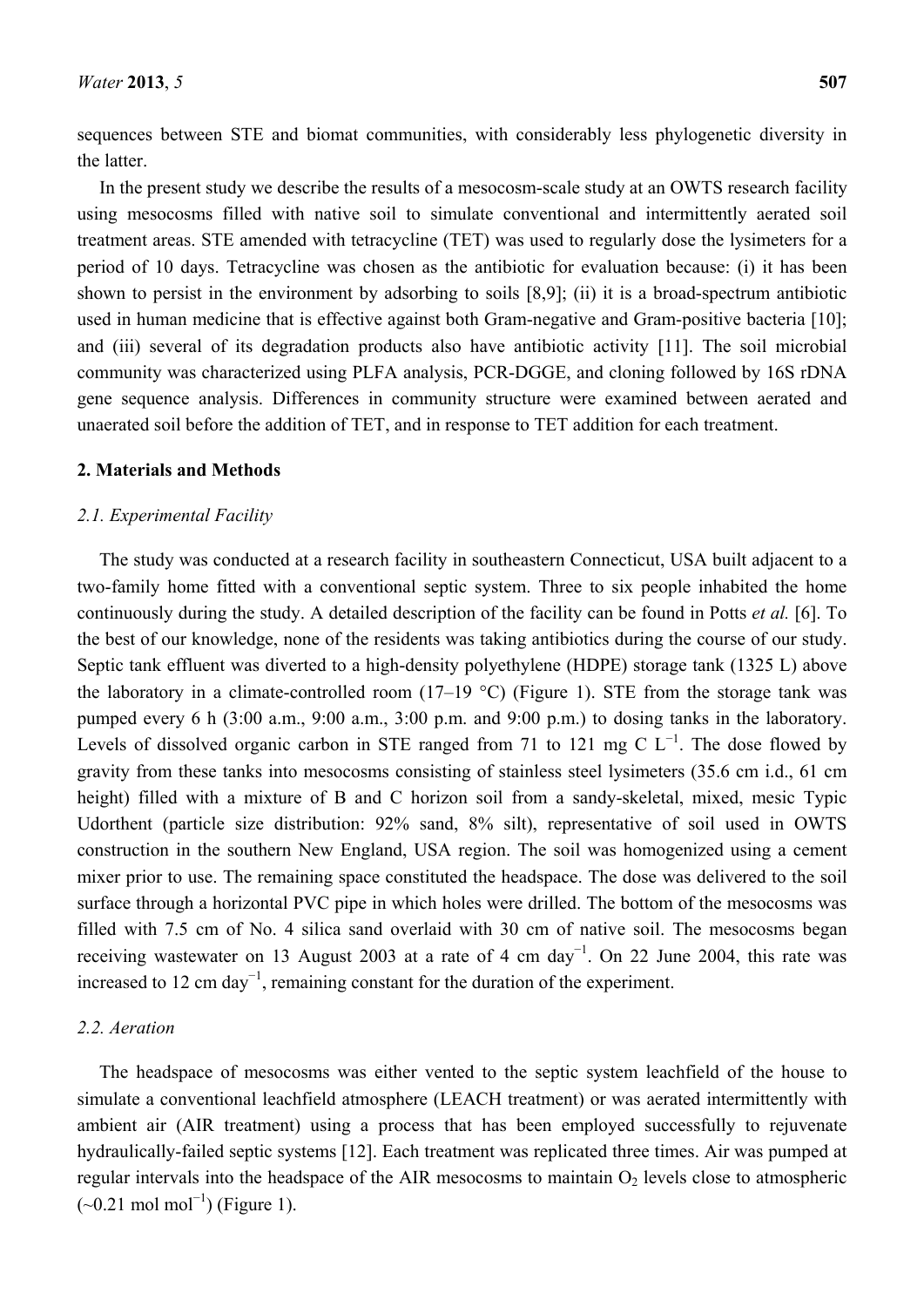sequences between STE and biomat communities, with considerably less phylogenetic diversity in the latter.

In the present study we describe the results of a mesocosm-scale study at an OWTS research facility using mesocosms filled with native soil to simulate conventional and intermittently aerated soil treatment areas. STE amended with tetracycline (TET) was used to regularly dose the lysimeters for a period of 10 days. Tetracycline was chosen as the antibiotic for evaluation because: (i) it has been shown to persist in the environment by adsorbing to soils [8,9]; (ii) it is a broad-spectrum antibiotic used in human medicine that is effective against both Gram-negative and Gram-positive bacteria [10]; and (iii) several of its degradation products also have antibiotic activity [11]. The soil microbial community was characterized using PLFA analysis, PCR-DGGE, and cloning followed by 16S rDNA gene sequence analysis. Differences in community structure were examined between aerated and unaerated soil before the addition of TET, and in response to TET addition for each treatment.

## 2. Materials and Methods

### 2.1. Experimental Facility

The study was conducted at a research facility in southeastern Connecticut, USA built adjacent to a two-family home fitted with a conventional septic system. Three to six people inhabited the home continuously during the study. A detailed description of the facility can be found in Potts *et al.* [6]. To the best of our knowledge, none of the residents was taking antibiotics during the course of our study. Septic tank effluent was diverted to a high-density polyethylene (HDPE) storage tank (1325 L) above the laboratory in a climate-controlled room (17–19 °C) (Figure 1). STE from the storage tank was pumped every 6 h (3:00 a.m., 9:00 a.m., 3:00 p.m. and 9:00 p.m.) to dosing tanks in the laboratory. Levels of dissolved organic carbon in STE ranged from 71 to 121 mg C $L^{-1}$. The dose flowed by gravity from these tanks into mesocosms consisting of stainless steel lysimeters (35.6 cm i.d., 61 cm height) filled with a mixture of B and C horizon soil from a sandy-skeletal, mixed, mesic Typic Udorthent (particle size distribution: 92% sand, 8% silt), representative of soil used in OWTS construction in the southern New England, USA region. The soil was homogenized using a cement mixer prior to use. The remaining space constituted the headspace. The dose was delivered to the soil surface through a horizontal PVC pipe in which holes were drilled. The bottom of the mesocosms was filled with 7.5 cm of No. 4 silica sand overlaid with 30 cm of native soil. The mesocosms began receiving wastewater on 13 August 2003 at a rate of 4 cm $day^{-1}$. On 22 June 2004, this rate was increased to 12 cm $day^{-1}$, remaining constant for the duration of the experiment.

### 2.2. Aeration

The headspace of mesocosms was either vented to the septic system leachfield of the house to simulate a conventional leachfield atmosphere (LEACH treatment) or was aerated intermittently with ambient air (AIR treatment) using a process that has been employed successfully to rejuvenate hydraulically-failed septic systems [12]. Each treatment was replicated three times. Air was pumped at regular intervals into the headspace of the AIR mesocosms to maintain $O_2$ levels close to atmospheric (~0.21 mol $mol^{-1}$) (Figure 1).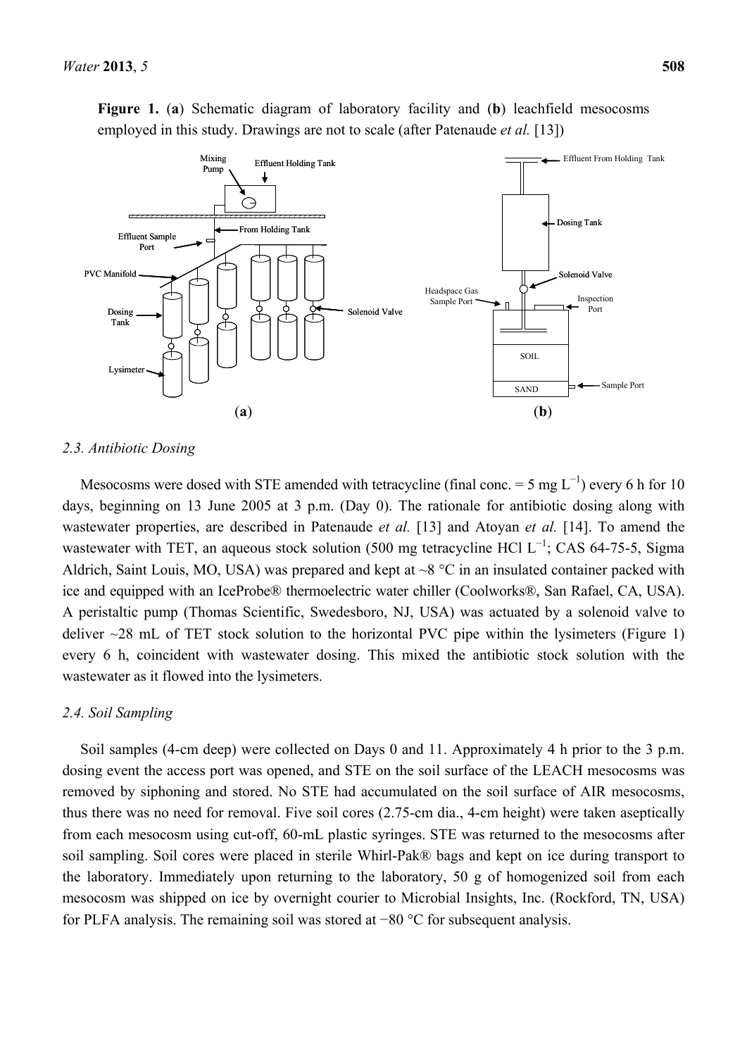**Figure 1.** (**a**) Schematic diagram of laboratory facility and (**b**) leachfield mesocosms employed in this study. Drawings are not to scale (after Patenaude *et al.* [13])

### 2.3. Antibiotic Dosing

Mesocosms were dosed with STE amended with tetracycline (final conc. = 5 mg $L^{-1}$) every 6 h for 10 days, beginning on 13 June 2005 at 3 p.m. (Day 0). The rationale for antibiotic dosing along with wastewater properties, are described in Patenaude *et al.* [13] and Atoyan *et al.* [14]. To amend the wastewater with TET, an aqueous stock solution (500 mg tetracycline HCl $L^{-1}$; CAS 64-75-5, Sigma Aldrich, Saint Louis, MO, USA) was prepared and kept at ~8 °C in an insulated container packed with ice and equipped with an IceProbe® thermoelectric water chiller (Coolworks®, San Rafael, CA, USA). A peristaltic pump (Thomas Scientific, Swedesboro, NJ, USA) was actuated by a solenoid valve to deliver ~28 mL of TET stock solution to the horizontal PVC pipe within the lysimeters (Figure 1) every 6 h, coincident with wastewater dosing. This mixed the antibiotic stock solution with the wastewater as it flowed into the lysimeters.

### 2.4. Soil Sampling

Soil samples (4-cm deep) were collected on Days 0 and 11. Approximately 4 h prior to the 3 p.m. dosing event the access port was opened, and STE on the soil surface of the LEACH mesocosms was removed by siphoning and stored. No STE had accumulated on the soil surface of AIR mesocosms, thus there was no need for removal. Five soil cores (2.75-cm dia., 4-cm height) were taken aseptically from each mesocosm using cut-off, 60-mL plastic syringes. STE was returned to the mesocosms after soil sampling. Soil cores were placed in sterile Whirl-Pak® bags and kept on ice during transport to the laboratory. Immediately upon returning to the laboratory, 50 g of homogenized soil from each mesocosm was shipped on ice by overnight courier to Microbial Insights, Inc. (Rockford, TN, USA) for PLFA analysis. The remaining soil was stored at −80 °C for subsequent analysis.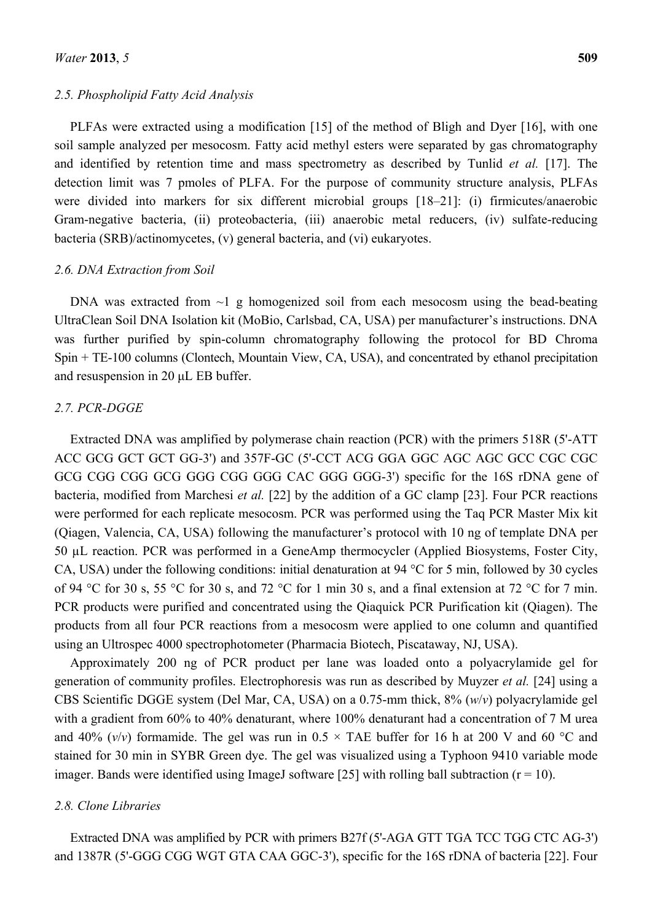### 2.5. Phospholipid Fatty Acid Analysis

PLFAs were extracted using a modification [15] of the method of Bligh and Dyer [16], with one soil sample analyzed per mesocosm. Fatty acid methyl esters were separated by gas chromatography and identified by retention time and mass spectrometry as described by Tunlid *et al.* [17]. The detection limit was 7 pmoles of PLFA. For the purpose of community structure analysis, PLFAs were divided into markers for six different microbial groups [18–21]: (i) firmicutes/anaerobic Gram-negative bacteria, (ii) proteobacteria, (iii) anaerobic metal reducers, (iv) sulfate-reducing bacteria (SRB)/actinomycetes, (v) general bacteria, and (vi) eukaryotes.

### 2.6. DNA Extraction from Soil

DNA was extracted from ~1 g homogenized soil from each mesocosm using the bead-beating UltraClean Soil DNA Isolation kit (MoBio, Carlsbad, CA, USA) per manufacturer's instructions. DNA was further purified by spin-column chromatography following the protocol for BD Chroma Spin + TE-100 columns (Clontech, Mountain View, CA, USA), and concentrated by ethanol precipitation and resuspension in 20 μL EB buffer.

### 2.7. PCR-DGGE

Extracted DNA was amplified by polymerase chain reaction (PCR) with the primers 518R (5'-ATT ACC GCG GCT GCT GG-3') and 357F-GC (5'-CCT ACG GGA GGC AGC AGC GCC CGC CGC GCG CGG CGG GCG GGG CGG GGG CAC GGG GGG-3') specific for the 16S rDNA gene of bacteria, modified from Marchesi *et al.* [22] by the addition of a GC clamp [23]. Four PCR reactions were performed for each replicate mesocosm. PCR was performed using the Taq PCR Master Mix kit (Qiagen, Valencia, CA, USA) following the manufacturer's protocol with 10 ng of template DNA per 50 μL reaction. PCR was performed in a GeneAmp thermocycler (Applied Biosystems, Foster City, CA, USA) under the following conditions: initial denaturation at 94 °C for 5 min, followed by 30 cycles of 94 °C for 30 s, 55 °C for 30 s, and 72 °C for 1 min 30 s, and a final extension at 72 °C for 7 min. PCR products were purified and concentrated using the Qiaquick PCR Purification kit (Qiagen). The products from all four PCR reactions from a mesocosm were applied to one column and quantified using an Ultrospec 4000 spectrophotometer (Pharmacia Biotech, Piscataway, NJ, USA).

Approximately 200 ng of PCR product per lane was loaded onto a polyacrylamide gel for generation of community profiles. Electrophoresis was run as described by Muyzer *et al.* [24] using a CBS Scientific DGGE system (Del Mar, CA, USA) on a 0.75-mm thick, 8% (*w*/*v*) polyacrylamide gel with a gradient from 60% to 40% denaturant, where 100% denaturant had a concentration of 7 M urea and 40% (*v*/*v*) formamide. The gel was run in 0.5 × TAE buffer for 16 h at 200 V and 60 °C and stained for 30 min in SYBR Green dye. The gel was visualized using a Typhoon 9410 variable mode imager. Bands were identified using ImageJ software [25] with rolling ball subtraction (r = 10).

### 2.8. Clone Libraries

Extracted DNA was amplified by PCR with primers B27f (5'-AGA GTT TGA TCC TGG CTC AG-3') and 1387R (5'-GGG CGG WGT GTA CAA GGC-3'), specific for the 16S rDNA of bacteria [22]. Four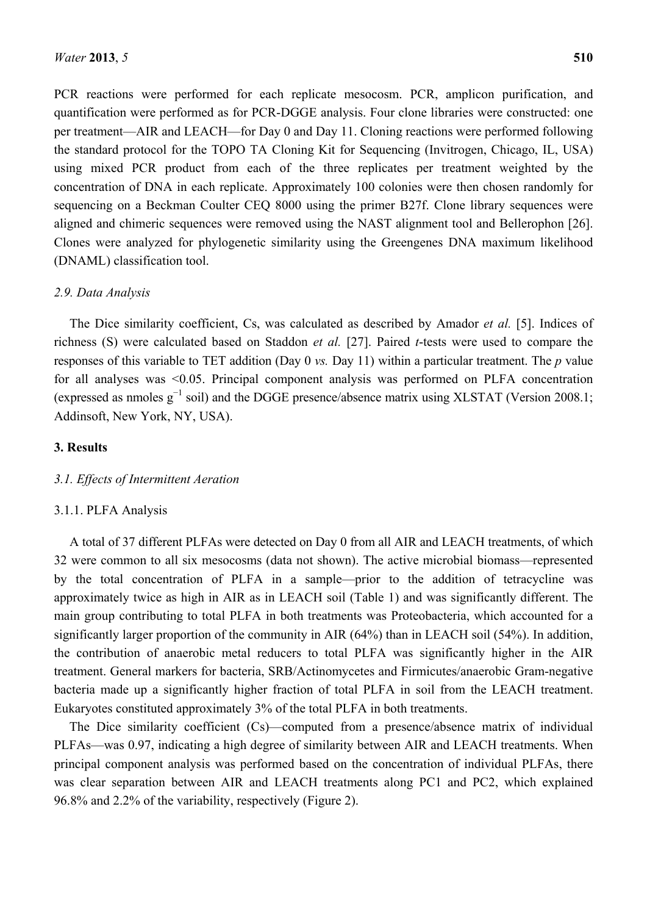PCR reactions were performed for each replicate mesocosm. PCR, amplicon purification, and quantification were performed as for PCR-DGGE analysis. Four clone libraries were constructed: one per treatment—AIR and LEACH—for Day 0 and Day 11. Cloning reactions were performed following the standard protocol for the TOPO TA Cloning Kit for Sequencing (Invitrogen, Chicago, IL, USA) using mixed PCR product from each of the three replicates per treatment weighted by the concentration of DNA in each replicate. Approximately 100 colonies were then chosen randomly for sequencing on a Beckman Coulter CEQ 8000 using the primer B27f. Clone library sequences were aligned and chimeric sequences were removed using the NAST alignment tool and Bellerophon [26]. Clones were analyzed for phylogenetic similarity using the Greengenes DNA maximum likelihood (DNAML) classification tool.

### 2.9. Data Analysis

The Dice similarity coefficient, Cs, was calculated as described by Amador *et al.* [5]. Indices of richness (S) were calculated based on Staddon *et al.* [27]. Paired *t*-tests were used to compare the responses of this variable to TET addition (Day 0 *vs.* Day 11) within a particular treatment. The *p* value for all analyses was $<0.05$. Principal component analysis was performed on PLFA concentration (expressed as nmoles $g^{-1}$ soil) and the DGGE presence/absence matrix using XLSTAT (Version 2008.1; Addinsoft, New York, NY, USA).

## 3. Results

### 3.1. Effects of Intermittent Aeration

#### 3.1.1. PLFA Analysis

A total of 37 different PLFAs were detected on Day 0 from all AIR and LEACH treatments, of which 32 were common to all six mesocosms (data not shown). The active microbial biomass—represented by the total concentration of PLFA in a sample—prior to the addition of tetracycline was approximately twice as high in AIR as in LEACH soil (Table 1) and was significantly different. The main group contributing to total PLFA in both treatments was Proteobacteria, which accounted for a significantly larger proportion of the community in AIR (64%) than in LEACH soil (54%). In addition, the contribution of anaerobic metal reducers to total PLFA was significantly higher in the AIR treatment. General markers for bacteria, SRB/Actinomycetes and Firmicutes/anaerobic Gram-negative bacteria made up a significantly higher fraction of total PLFA in soil from the LEACH treatment. Eukaryotes constituted approximately 3% of the total PLFA in both treatments.

The Dice similarity coefficient (Cs)—computed from a presence/absence matrix of individual PLFAs—was 0.97, indicating a high degree of similarity between AIR and LEACH treatments. When principal component analysis was performed based on the concentration of individual PLFAs, there was clear separation between AIR and LEACH treatments along PC1 and PC2, which explained 96.8% and 2.2% of the variability, respectively (Figure 2).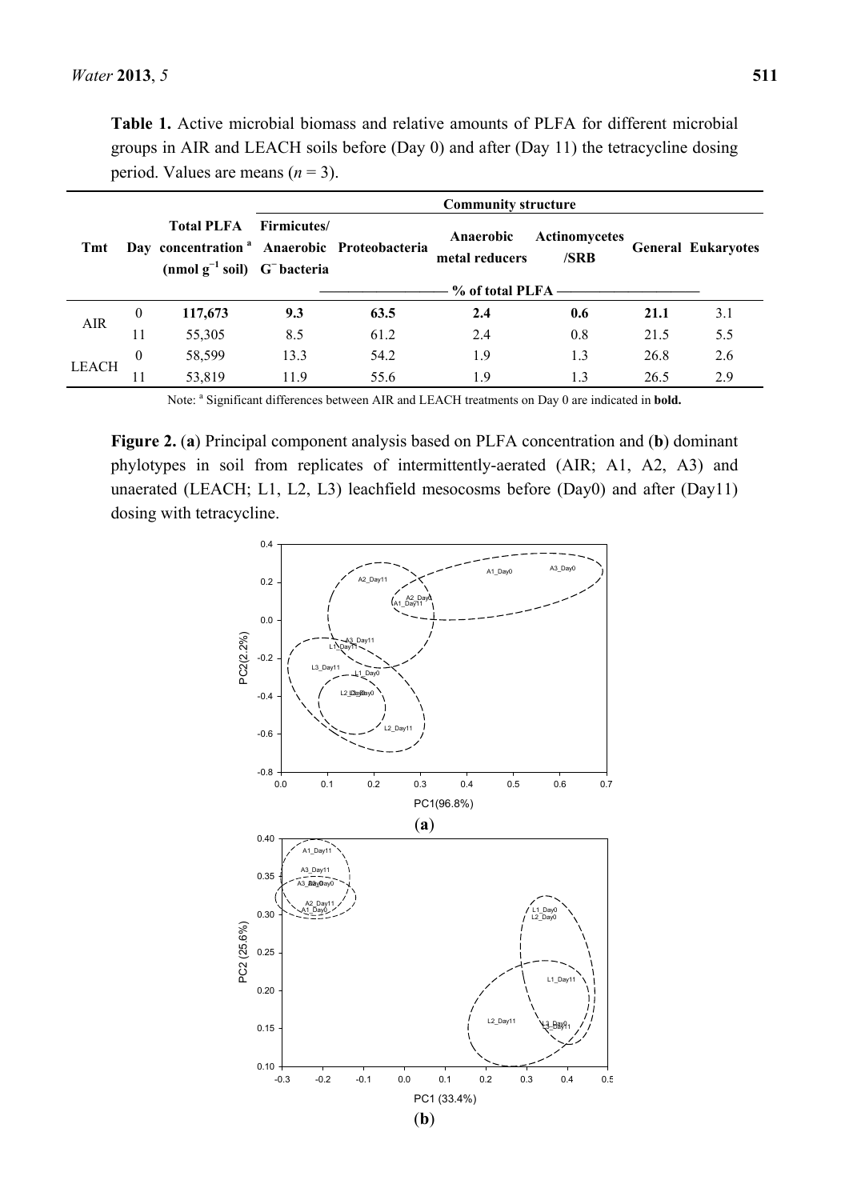**Table 1.** Active microbial biomass and relative amounts of PLFA for different microbial groups in AIR and LEACH soils before (Day 0) and after (Day 11) the tetracycline dosing period. Values are means ($n$ = 3).

| Tmt | Day | Total PLFA concentration [a] (nmol $g^{-1}$ soil) | Community structure | | | | | |
|---|---|---|---|---|---|---|---|---|
| | | | Firmicutes/ Anaerobic $G^{-}$ bacteria | Proteobacteria | Anaerobic metal reducers | Actinomycetes /SRB | General | Eukaryotes |
| | | | % of total PLFA | | | | | |
| AIR | 0 | **117,673** | **9.3** | **63.5** | **2.4** | **0.6** | **21.1** | 3.1 |
| | 11 | 55,305 | 8.5 | 61.2 | 2.4 | 0.8 | 21.5 | 5.5 |
| LEACH | 0 | 58,599 | 13.3 | 54.2 | 1.9 | 1.3 | 26.8 | 2.6 |
| | 11 | 53,819 | 11.9 | 55.6 | 1.9 | 1.3 | 26.5 | 2.9 |

Note: [a] Significant differences between AIR and LEACH treatments on Day 0 are indicated in **bold.**

**Figure 2.** (**a**) Principal component analysis based on PLFA concentration and (**b**) dominant phylotypes in soil from replicates of intermittently-aerated (AIR; A1, A2, A3) and unaerated (LEACH; L1, L2, L3) leachfield mesocosms before (Day0) and after (Day11) dosing with tetracycline.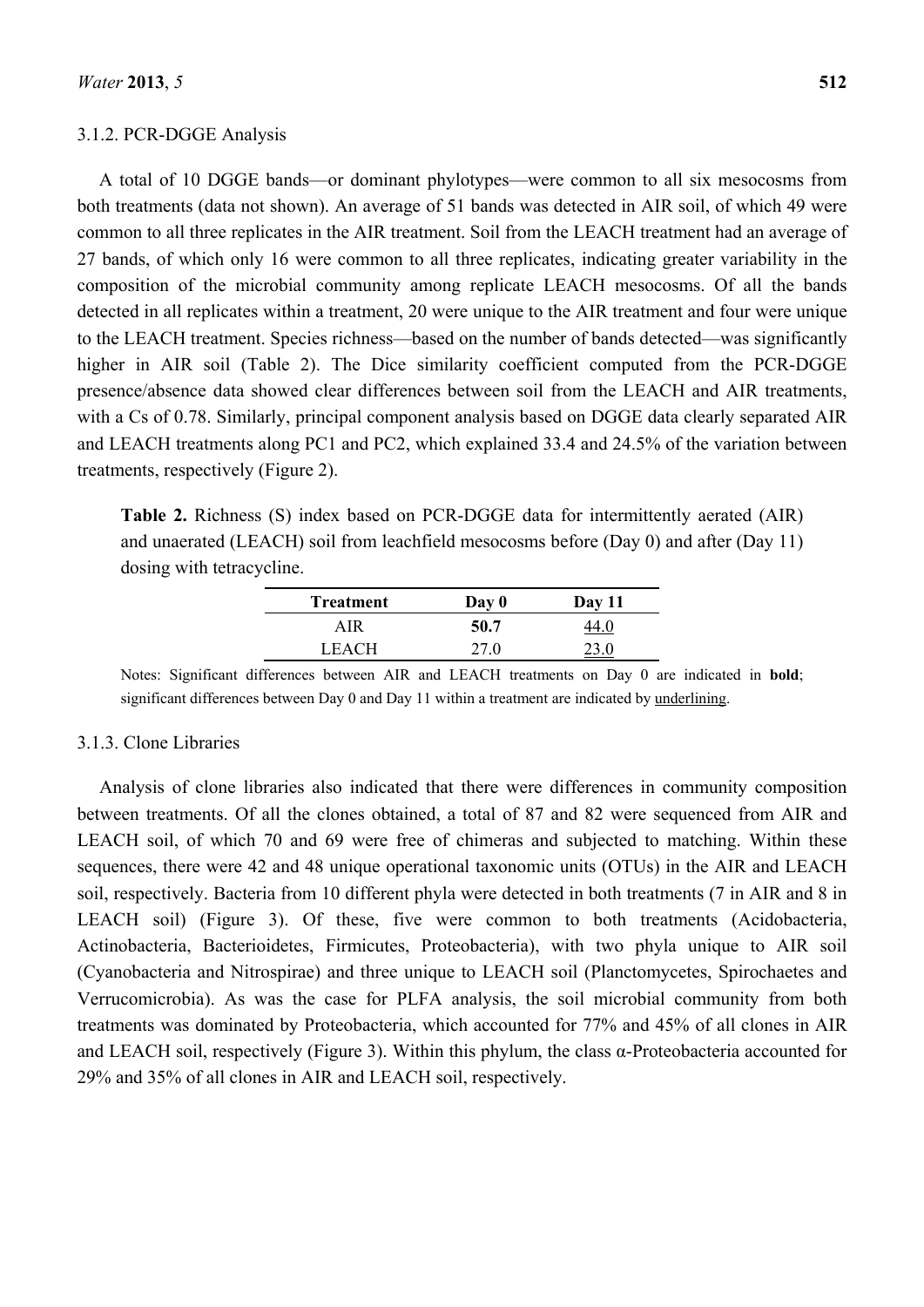### 3.1.2. PCR-DGGE Analysis

A total of 10 DGGE bands—or dominant phylotypes—were common to all six mesocosms from both treatments (data not shown). An average of 51 bands was detected in AIR soil, of which 49 were common to all three replicates in the AIR treatment. Soil from the LEACH treatment had an average of 27 bands, of which only 16 were common to all three replicates, indicating greater variability in the composition of the microbial community among replicate LEACH mesocosms. Of all the bands detected in all replicates within a treatment, 20 were unique to the AIR treatment and four were unique to the LEACH treatment. Species richness—based on the number of bands detected—was significantly higher in AIR soil (Table 2). The Dice similarity coefficient computed from the PCR-DGGE presence/absence data showed clear differences between soil from the LEACH and AIR treatments, with a Cs of 0.78. Similarly, principal component analysis based on DGGE data clearly separated AIR and LEACH treatments along PC1 and PC2, which explained 33.4 and 24.5% of the variation between treatments, respectively (Figure 2).

**Table 2.** Richness (S) index based on PCR-DGGE data for intermittently aerated (AIR) and unaerated (LEACH) soil from leachfield mesocosms before (Day 0) and after (Day 11) dosing with tetracycline.

| Treatment | Day 0 | Day 11 |
|---|---|---|
| AIR | **50.7** | <u>44.0</u> |
| LEACH | 27.0 | <u>23.0</u> |

Notes: Significant differences between AIR and LEACH treatments on Day 0 are indicated in **bold**; significant differences between Day 0 and Day 11 within a treatment are indicated by <u>underlining</u>.

### 3.1.3. Clone Libraries

Analysis of clone libraries also indicated that there were differences in community composition between treatments. Of all the clones obtained, a total of 87 and 82 were sequenced from AIR and LEACH soil, of which 70 and 69 were free of chimeras and subjected to matching. Within these sequences, there were 42 and 48 unique operational taxonomic units (OTUs) in the AIR and LEACH soil, respectively. Bacteria from 10 different phyla were detected in both treatments (7 in AIR and 8 in LEACH soil) (Figure 3). Of these, five were common to both treatments (Acidobacteria, Actinobacteria, Bacterioidetes, Firmicutes, Proteobacteria), with two phyla unique to AIR soil (Cyanobacteria and Nitrospirae) and three unique to LEACH soil (Planctomycetes, Spirochaetes and Verrucomicrobia). As was the case for PLFA analysis, the soil microbial community from both treatments was dominated by Proteobacteria, which accounted for 77% and 45% of all clones in AIR and LEACH soil, respectively (Figure 3). Within this phylum, the class α-Proteobacteria accounted for 29% and 35% of all clones in AIR and LEACH soil, respectively.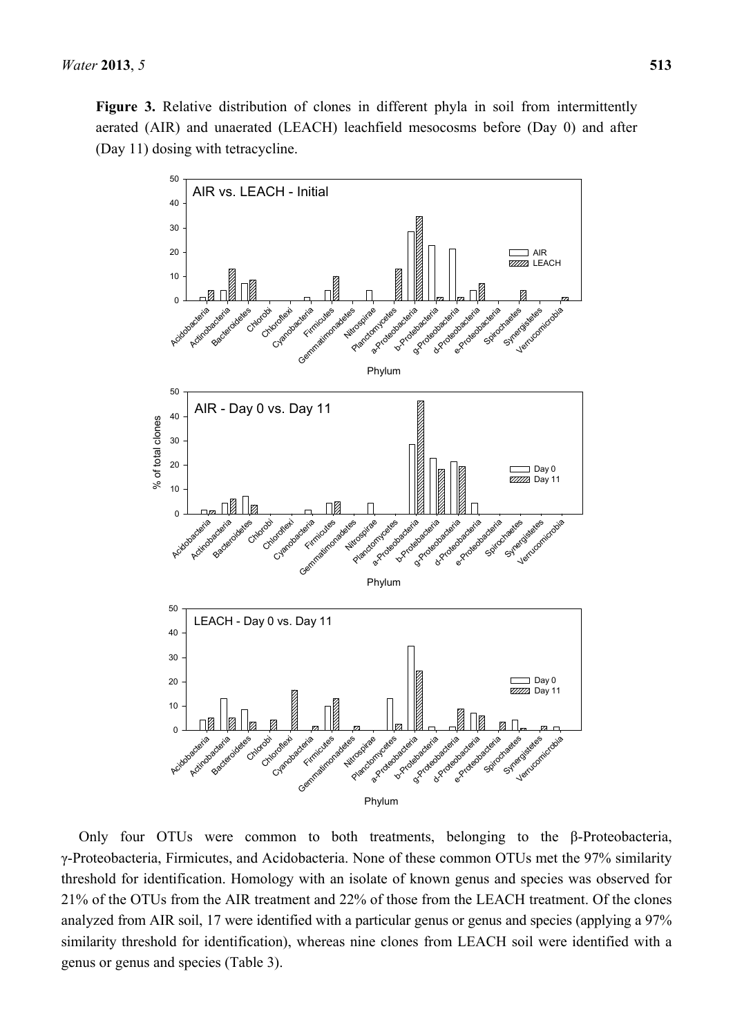**Figure 3.** Relative distribution of clones in different phyla in soil from intermittently aerated (AIR) and unaerated (LEACH) leachfield mesocosms before (Day 0) and after (Day 11) dosing with tetracycline.

Only four OTUs were common to both treatments, belonging to the β-Proteobacteria, γ-Proteobacteria, Firmicutes, and Acidobacteria. None of these common OTUs met the 97% similarity threshold for identification. Homology with an isolate of known genus and species was observed for 21% of the OTUs from the AIR treatment and 22% of those from the LEACH treatment. Of the clones analyzed from AIR soil, 17 were identified with a particular genus or genus and species (applying a 97% similarity threshold for identification), whereas nine clones from LEACH soil were identified with a genus or genus and species (Table 3).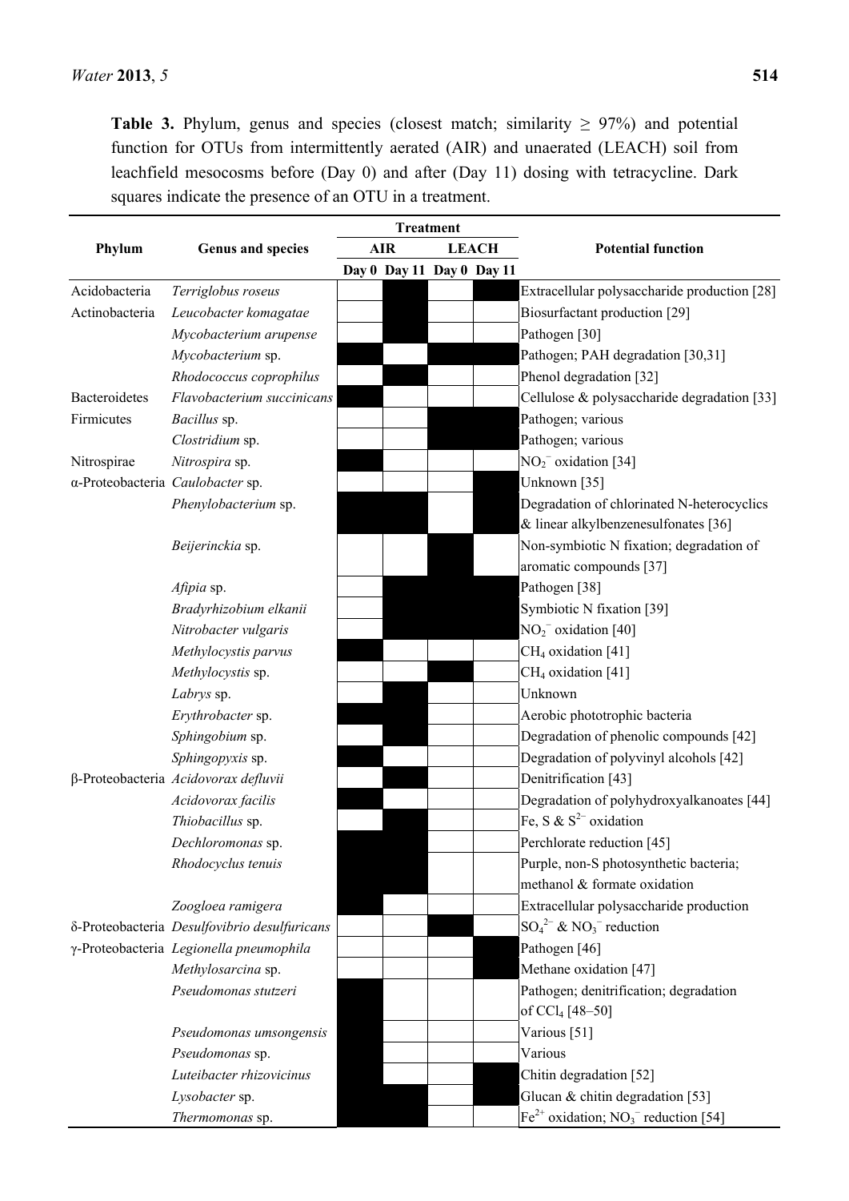**Table 3.** Phylum, genus and species (closest match; similarity ≥ 97%) and potential function for OTUs from intermittently aerated (AIR) and unaerated (LEACH) soil from leachfield mesocosms before (Day 0) and after (Day 11) dosing with tetracycline. Dark squares indicate the presence of an OTU in a treatment.

| Phylum | Genus and species | Treatment | | | | Potential function |
|---|---|---|---|---|---|---|
| | | AIR | | LEACH | | |
| | | Day 0 | Day 11 | Day 0 | Day 11 | |
| Acidobacteria | *Terriglobus roseus* | | ■ | | ■ | Extracellular polysaccharide production [28] |
| Actinobacteria | *Leucobacter komagatae* | | ■ | | | Biosurfactant production [29] |
| | *Mycobacterium arupense* | | ■ | | | Pathogen [30] |
| | *Mycobacterium* sp. | ■ | | ■ | ■ | Pathogen; PAH degradation [30,31] |
| | *Rhodococcus coprophilus* | | ■ | | | Phenol degradation [32] |
| Bacteroidetes | *Flavobacterium succinicans* | ■ | | | | Cellulose & polysaccharide degradation [33] |
| Firmicutes | *Bacillus* sp. | | | ■ | ■ | Pathogen; various |
| | *Clostridium* sp. | | | ■ | ■ | Pathogen; various |
| Nitrospirae | *Nitrospira* sp. | ■ | | | | $NO_2^-$ oxidation [34] |
| α-Proteobacteria | *Caulobacter* sp. | | | | ■ | Unknown [35] |
| | *Phenylobacterium* sp. | ■ | ■ | | ■ | Degradation of chlorinated N-heterocyclics & linear alkylbenzenesulfonates [36] |
| | *Beijerinckia* sp. | | | ■ | | Non-symbiotic N fixation; degradation of aromatic compounds [37] |
| | *Afipia* sp. | | ■ | ■ | ■ | Pathogen [38] |
| | *Bradyrhizobium elkanii* | | ■ | ■ | ■ | Symbiotic N fixation [39] |
| | *Nitrobacter vulgaris* | | ■ | ■ | ■ | $NO_2^-$ oxidation [40] |
| | *Methylocystis parvus* | ■ | | | | $CH_4$ oxidation [41] |
| | *Methylocystis* sp. | | | ■ | | $CH_4$ oxidation [41] |
| | *Labrys* sp. | | ■ | | | Unknown |
| | *Erythrobacter* sp. | ■ | ■ | | | Aerobic phototrophic bacteria |
| | *Sphingobium* sp. | | ■ | | | Degradation of phenolic compounds [42] |
| | *Sphingopyxis* sp. | ■ | | | | Degradation of polyvinyl alcohols [42] |
| β-Proteobacteria | *Acidovorax defluvii* | | ■ | | | Denitrification [43] |
| | *Acidovorax facilis* | ■ | | | | Degradation of polyhydroxyalkanoates [44] |
| | *Thiobacillus* sp. | | ■ | | | Fe, S & $S^{2-}$ oxidation |
| | *Dechloromonas* sp. | ■ | ■ | | | Perchlorate reduction [45] |
| | *Rhodocyclus tenuis* | ■ | ■ | | | Purple, non-S photosynthetic bacteria; methanol & formate oxidation |
| | *Zoogloea ramigera* | ■ | | | | Extracellular polysaccharide production |
| δ-Proteobacteria | *Desulfovibrio desulfuricans* | | | ■ | | $SO_4^{2-}$ & $NO_3^-$ reduction |
| γ-Proteobacteria | *Legionella pneumophila* | | | | ■ | Pathogen [46] |
| | *Methylosarcina* sp. | | | | ■ | Methane oxidation [47] |
| | *Pseudomonas stutzeri* | ■ | | | | Pathogen; denitrification; degradation of $CCl_4$ [48–50] |
| | *Pseudomonas umsongensis* | ■ | | | | Various [51] |
| | *Pseudomonas* sp. | ■ | | | | Various |
| | *Luteibacter rhizovicinus* | ■ | | | ■ | Chitin degradation [52] |
| | *Lysobacter* sp. | ■ | ■ | | ■ | Glucan & chitin degradation [53] |
| | *Thermomonas* sp. | ■ | ■ | | | $Fe^{2+}$ oxidation; $NO_3^-$ reduction [54] |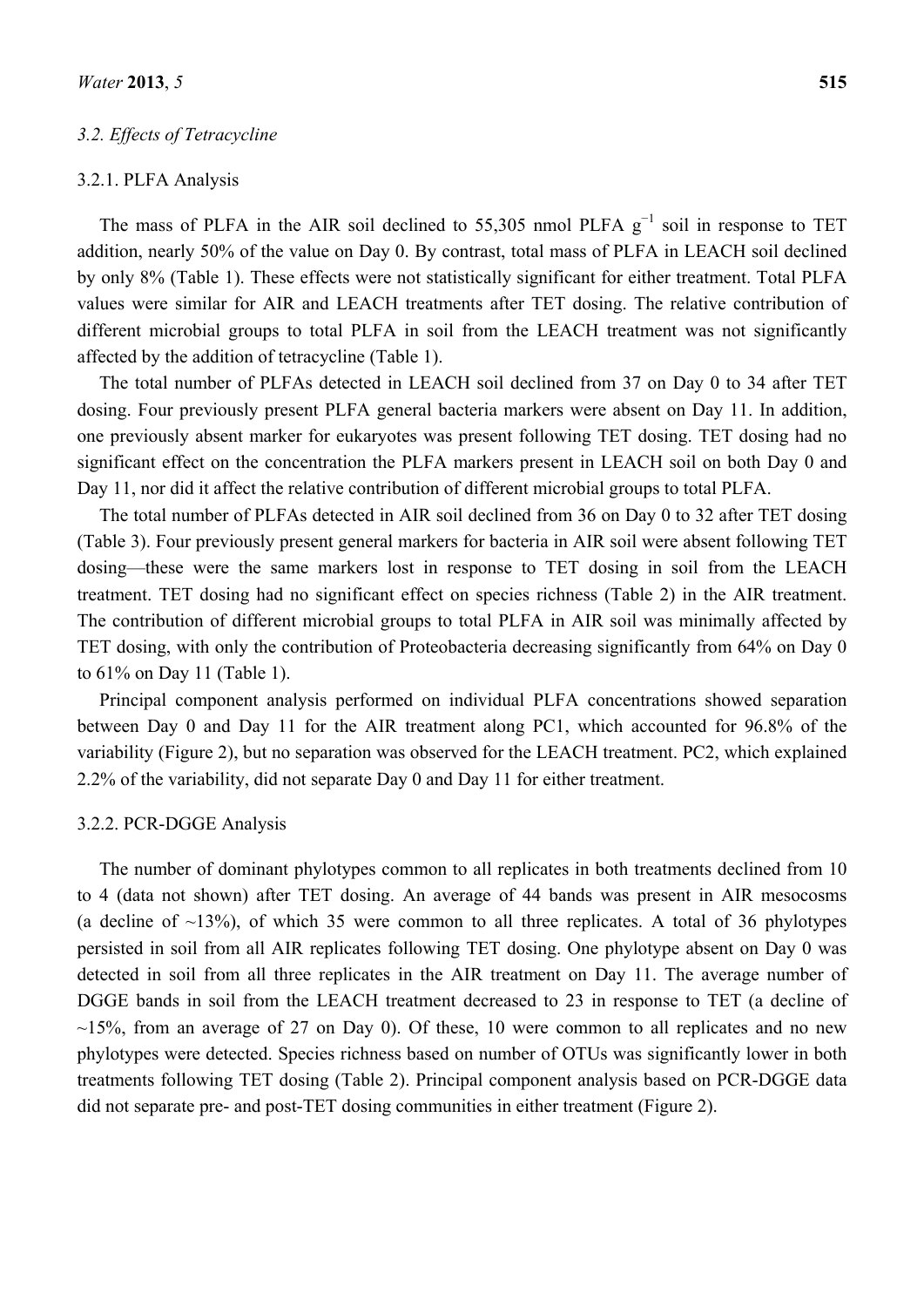### 3.2. Effects of Tetracycline

#### 3.2.1. PLFA Analysis

The mass of PLFA in the AIR soil declined to 55,305 nmol PLFA $g^{-1}$ soil in response to TET addition, nearly 50% of the value on Day 0. By contrast, total mass of PLFA in LEACH soil declined by only 8% (Table 1). These effects were not statistically significant for either treatment. Total PLFA values were similar for AIR and LEACH treatments after TET dosing. The relative contribution of different microbial groups to total PLFA in soil from the LEACH treatment was not significantly affected by the addition of tetracycline (Table 1).

The total number of PLFAs detected in LEACH soil declined from 37 on Day 0 to 34 after TET dosing. Four previously present PLFA general bacteria markers were absent on Day 11. In addition, one previously absent marker for eukaryotes was present following TET dosing. TET dosing had no significant effect on the concentration the PLFA markers present in LEACH soil on both Day 0 and Day 11, nor did it affect the relative contribution of different microbial groups to total PLFA.

The total number of PLFAs detected in AIR soil declined from 36 on Day 0 to 32 after TET dosing (Table 3). Four previously present general markers for bacteria in AIR soil were absent following TET dosing—these were the same markers lost in response to TET dosing in soil from the LEACH treatment. TET dosing had no significant effect on species richness (Table 2) in the AIR treatment. The contribution of different microbial groups to total PLFA in AIR soil was minimally affected by TET dosing, with only the contribution of Proteobacteria decreasing significantly from 64% on Day 0 to 61% on Day 11 (Table 1).

Principal component analysis performed on individual PLFA concentrations showed separation between Day 0 and Day 11 for the AIR treatment along PC1, which accounted for 96.8% of the variability (Figure 2), but no separation was observed for the LEACH treatment. PC2, which explained 2.2% of the variability, did not separate Day 0 and Day 11 for either treatment.

#### 3.2.2. PCR-DGGE Analysis

The number of dominant phylotypes common to all replicates in both treatments declined from 10 to 4 (data not shown) after TET dosing. An average of 44 bands was present in AIR mesocosms (a decline of ~13%), of which 35 were common to all three replicates. A total of 36 phylotypes persisted in soil from all AIR replicates following TET dosing. One phylotype absent on Day 0 was detected in soil from all three replicates in the AIR treatment on Day 11. The average number of DGGE bands in soil from the LEACH treatment decreased to 23 in response to TET (a decline of ~15%, from an average of 27 on Day 0). Of these, 10 were common to all replicates and no new phylotypes were detected. Species richness based on number of OTUs was significantly lower in both treatments following TET dosing (Table 2). Principal component analysis based on PCR-DGGE data did not separate pre- and post-TET dosing communities in either treatment (Figure 2).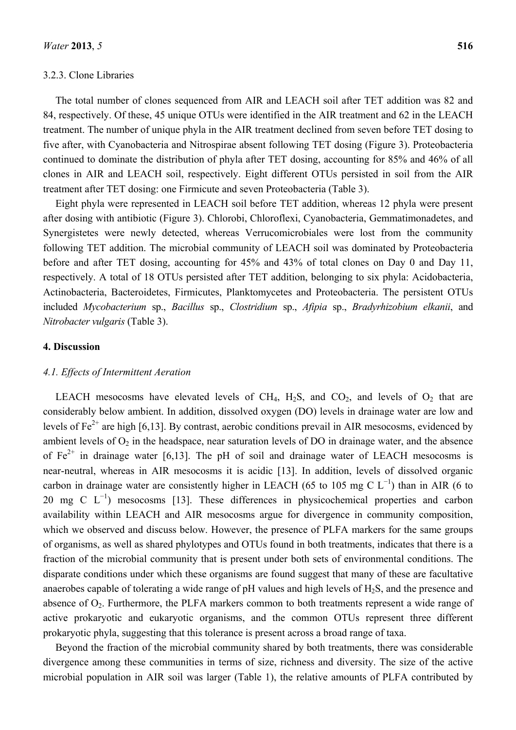3.2.3. Clone Libraries

The total number of clones sequenced from AIR and LEACH soil after TET addition was 82 and 84, respectively. Of these, 45 unique OTUs were identified in the AIR treatment and 62 in the LEACH treatment. The number of unique phyla in the AIR treatment declined from seven before TET dosing to five after, with Cyanobacteria and Nitrospirae absent following TET dosing (Figure 3). Proteobacteria continued to dominate the distribution of phyla after TET dosing, accounting for 85% and 46% of all clones in AIR and LEACH soil, respectively. Eight different OTUs persisted in soil from the AIR treatment after TET dosing: one Firmicute and seven Proteobacteria (Table 3).

Eight phyla were represented in LEACH soil before TET addition, whereas 12 phyla were present after dosing with antibiotic (Figure 3). Chlorobi, Chloroflexi, Cyanobacteria, Gemmatimonadetes, and Synergistetes were newly detected, whereas Verrucomicrobiales were lost from the community following TET addition. The microbial community of LEACH soil was dominated by Proteobacteria before and after TET dosing, accounting for 45% and 43% of total clones on Day 0 and Day 11, respectively. A total of 18 OTUs persisted after TET addition, belonging to six phyla: Acidobacteria, Actinobacteria, Bacteroidetes, Firmicutes, Planktomycetes and Proteobacteria. The persistent OTUs included *Mycobacterium* sp., *Bacillus* sp., *Clostridium* sp., *Afipia* sp., *Bradyrhizobium elkanii*, and *Nitrobacter vulgaris* (Table 3).

## 4. Discussion

### 4.1. Effects of Intermittent Aeration

LEACH mesocosms have elevated levels of $CH_4$, $H_2S$, and $CO_2$, and levels of $O_2$ that are considerably below ambient. In addition, dissolved oxygen (DO) levels in drainage water are low and levels of $Fe^{2+}$ are high [6,13]. By contrast, aerobic conditions prevail in AIR mesocosms, evidenced by ambient levels of $O_2$ in the headspace, near saturation levels of DO in drainage water, and the absence of $Fe^{2+}$ in drainage water [6,13]. The pH of soil and drainage water of LEACH mesocosms is near-neutral, whereas in AIR mesocosms it is acidic [13]. In addition, levels of dissolved organic carbon in drainage water are consistently higher in LEACH (65 to 105 mg C $L^{-1}$) than in AIR (6 to 20 mg C $L^{-1}$) mesocosms [13]. These differences in physicochemical properties and carbon availability within LEACH and AIR mesocosms argue for divergence in community composition, which we observed and discuss below. However, the presence of PLFA markers for the same groups of organisms, as well as shared phylotypes and OTUs found in both treatments, indicates that there is a fraction of the microbial community that is present under both sets of environmental conditions. The disparate conditions under which these organisms are found suggest that many of these are facultative anaerobes capable of tolerating a wide range of pH values and high levels of $H_2S$, and the presence and absence of $O_2$. Furthermore, the PLFA markers common to both treatments represent a wide range of active prokaryotic and eukaryotic organisms, and the common OTUs represent three different prokaryotic phyla, suggesting that this tolerance is present across a broad range of taxa.

Beyond the fraction of the microbial community shared by both treatments, there was considerable divergence among these communities in terms of size, richness and diversity. The size of the active microbial population in AIR soil was larger (Table 1), the relative amounts of PLFA contributed by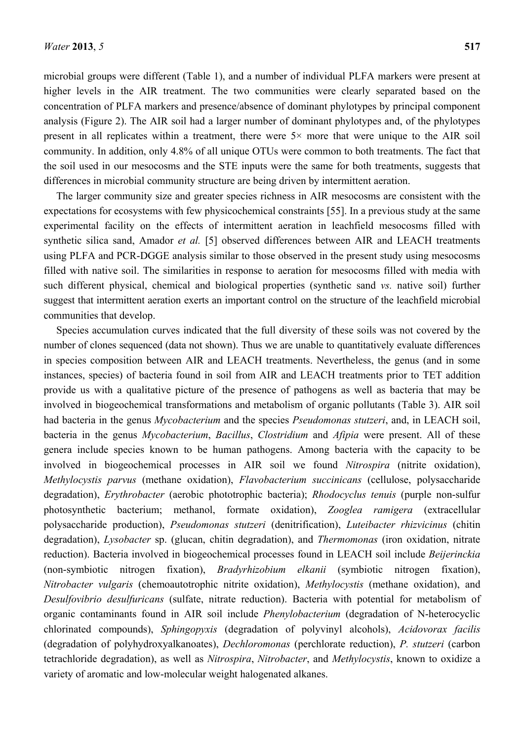microbial groups were different (Table 1), and a number of individual PLFA markers were present at higher levels in the AIR treatment. The two communities were clearly separated based on the concentration of PLFA markers and presence/absence of dominant phylotypes by principal component analysis (Figure 2). The AIR soil had a larger number of dominant phylotypes and, of the phylotypes present in all replicates within a treatment, there were 5× more that were unique to the AIR soil community. In addition, only 4.8% of all unique OTUs were common to both treatments. The fact that the soil used in our mesocosms and the STE inputs were the same for both treatments, suggests that differences in microbial community structure are being driven by intermittent aeration.

The larger community size and greater species richness in AIR mesocosms are consistent with the expectations for ecosystems with few physicochemical constraints [55]. In a previous study at the same experimental facility on the effects of intermittent aeration in leachfield mesocosms filled with synthetic silica sand, Amador *et al.* [5] observed differences between AIR and LEACH treatments using PLFA and PCR-DGGE analysis similar to those observed in the present study using mesocosms filled with native soil. The similarities in response to aeration for mesocosms filled with media with such different physical, chemical and biological properties (synthetic sand *vs.* native soil) further suggest that intermittent aeration exerts an important control on the structure of the leachfield microbial communities that develop.

Species accumulation curves indicated that the full diversity of these soils was not covered by the number of clones sequenced (data not shown). Thus we are unable to quantitatively evaluate differences in species composition between AIR and LEACH treatments. Nevertheless, the genus (and in some instances, species) of bacteria found in soil from AIR and LEACH treatments prior to TET addition provide us with a qualitative picture of the presence of pathogens as well as bacteria that may be involved in biogeochemical transformations and metabolism of organic pollutants (Table 3). AIR soil had bacteria in the genus *Mycobacterium* and the species *Pseudomonas stutzeri*, and, in LEACH soil, bacteria in the genus *Mycobacterium*, *Bacillus*, *Clostridium* and *Afipia* were present. All of these genera include species known to be human pathogens. Among bacteria with the capacity to be involved in biogeochemical processes in AIR soil we found *Nitrospira* (nitrite oxidation), *Methylocystis parvus* (methane oxidation), *Flavobacterium succinicans* (cellulose, polysaccharide degradation), *Erythrobacter* (aerobic phototrophic bacteria); *Rhodocyclus tenuis* (purple non-sulfur photosynthetic bacterium; methanol, formate oxidation), *Zooglea ramigera* (extracellular polysaccharide production), *Pseudomonas stutzeri* (denitrification), *Luteibacter rhizvicinus* (chitin degradation), *Lysobacter* sp. (glucan, chitin degradation), and *Thermomonas* (iron oxidation, nitrate reduction). Bacteria involved in biogeochemical processes found in LEACH soil include *Beijerinckia* (non-symbiotic nitrogen fixation), *Bradyrhizobium elkanii* (symbiotic nitrogen fixation), *Nitrobacter vulgaris* (chemoautotrophic nitrite oxidation), *Methylocystis* (methane oxidation), and *Desulfovibrio desulfuricans* (sulfate, nitrate reduction). Bacteria with potential for metabolism of organic contaminants found in AIR soil include *Phenylobacterium* (degradation of N-heterocyclic chlorinated compounds), *Sphingopyxis* (degradation of polyvinyl alcohols), *Acidovorax facilis* (degradation of polyhydroxyalkanoates), *Dechloromonas* (perchlorate reduction), *P. stutzeri* (carbon tetrachloride degradation), as well as *Nitrospira*, *Nitrobacter*, and *Methylocystis*, known to oxidize a variety of aromatic and low-molecular weight halogenated alkanes.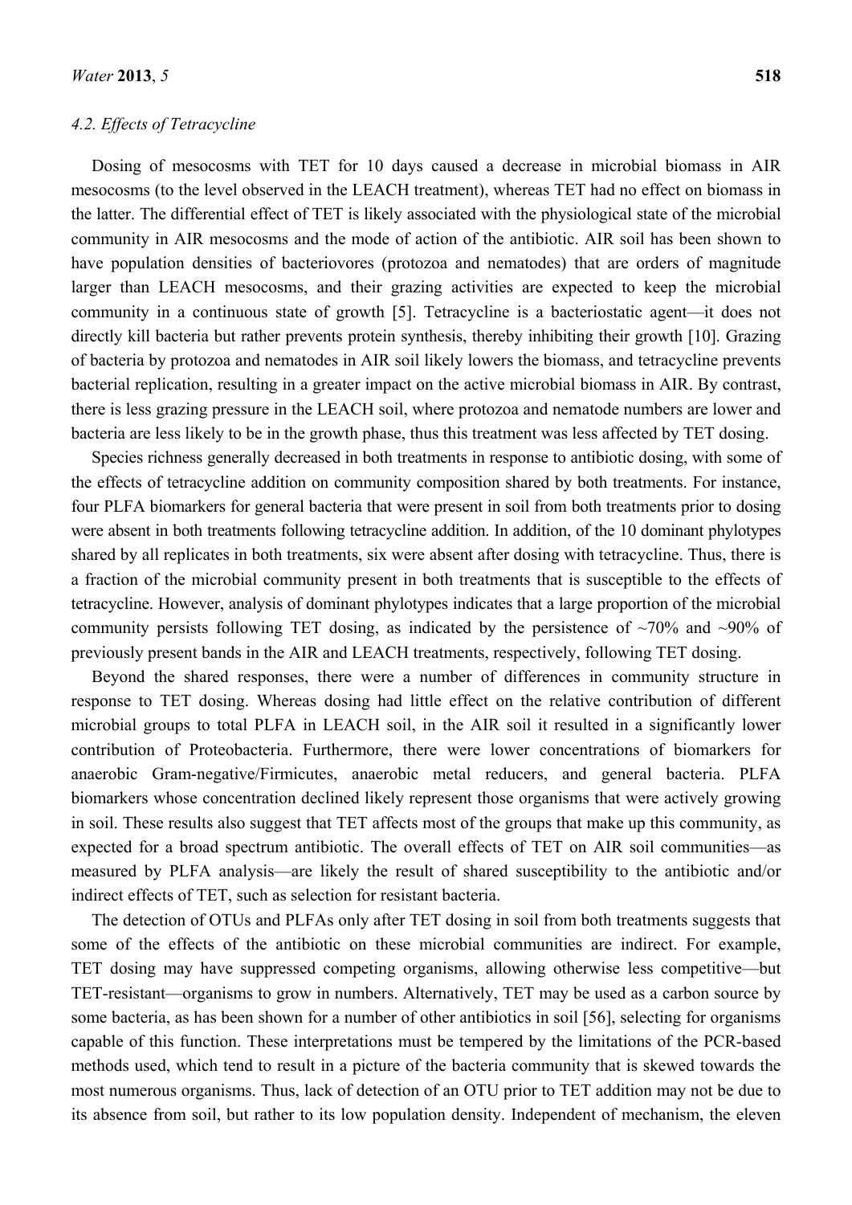### 4.2. Effects of Tetracycline

Dosing of mesocosms with TET for 10 days caused a decrease in microbial biomass in AIR mesocosms (to the level observed in the LEACH treatment), whereas TET had no effect on biomass in the latter. The differential effect of TET is likely associated with the physiological state of the microbial community in AIR mesocosms and the mode of action of the antibiotic. AIR soil has been shown to have population densities of bacteriovores (protozoa and nematodes) that are orders of magnitude larger than LEACH mesocosms, and their grazing activities are expected to keep the microbial community in a continuous state of growth [5]. Tetracycline is a bacteriostatic agent—it does not directly kill bacteria but rather prevents protein synthesis, thereby inhibiting their growth [10]. Grazing of bacteria by protozoa and nematodes in AIR soil likely lowers the biomass, and tetracycline prevents bacterial replication, resulting in a greater impact on the active microbial biomass in AIR. By contrast, there is less grazing pressure in the LEACH soil, where protozoa and nematode numbers are lower and bacteria are less likely to be in the growth phase, thus this treatment was less affected by TET dosing.

Species richness generally decreased in both treatments in response to antibiotic dosing, with some of the effects of tetracycline addition on community composition shared by both treatments. For instance, four PLFA biomarkers for general bacteria that were present in soil from both treatments prior to dosing were absent in both treatments following tetracycline addition. In addition, of the 10 dominant phylotypes shared by all replicates in both treatments, six were absent after dosing with tetracycline. Thus, there is a fraction of the microbial community present in both treatments that is susceptible to the effects of tetracycline. However, analysis of dominant phylotypes indicates that a large proportion of the microbial community persists following TET dosing, as indicated by the persistence of ~70% and ~90% of previously present bands in the AIR and LEACH treatments, respectively, following TET dosing.

Beyond the shared responses, there were a number of differences in community structure in response to TET dosing. Whereas dosing had little effect on the relative contribution of different microbial groups to total PLFA in LEACH soil, in the AIR soil it resulted in a significantly lower contribution of Proteobacteria. Furthermore, there were lower concentrations of biomarkers for anaerobic Gram-negative/Firmicutes, anaerobic metal reducers, and general bacteria. PLFA biomarkers whose concentration declined likely represent those organisms that were actively growing in soil. These results also suggest that TET affects most of the groups that make up this community, as expected for a broad spectrum antibiotic. The overall effects of TET on AIR soil communities—as measured by PLFA analysis—are likely the result of shared susceptibility to the antibiotic and/or indirect effects of TET, such as selection for resistant bacteria.

The detection of OTUs and PLFAs only after TET dosing in soil from both treatments suggests that some of the effects of the antibiotic on these microbial communities are indirect. For example, TET dosing may have suppressed competing organisms, allowing otherwise less competitive—but TET-resistant—organisms to grow in numbers. Alternatively, TET may be used as a carbon source by some bacteria, as has been shown for a number of other antibiotics in soil [56], selecting for organisms capable of this function. These interpretations must be tempered by the limitations of the PCR-based methods used, which tend to result in a picture of the bacteria community that is skewed towards the most numerous organisms. Thus, lack of detection of an OTU prior to TET addition may not be due to its absence from soil, but rather to its low population density. Independent of mechanism, the eleven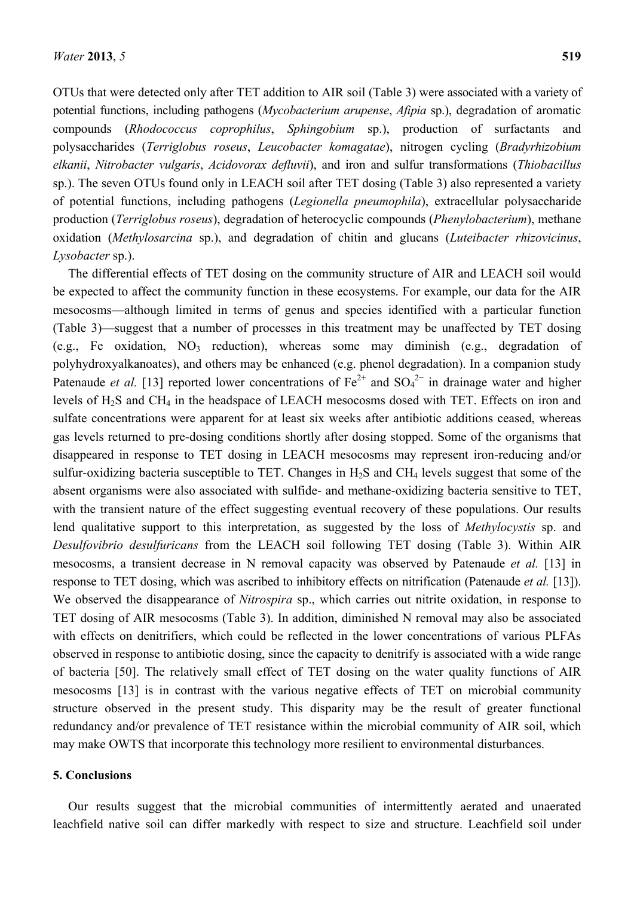OTUs that were detected only after TET addition to AIR soil (Table 3) were associated with a variety of potential functions, including pathogens (*Mycobacterium arupense*, *Afipia* sp.), degradation of aromatic compounds (*Rhodococcus coprophilus*, *Sphingobium* sp.), production of surfactants and polysaccharides (*Terriglobus roseus*, *Leucobacter komagatae*), nitrogen cycling (*Bradyrhizobium elkanii*, *Nitrobacter vulgaris*, *Acidovorax defluvii*), and iron and sulfur transformations (*Thiobacillus* sp.). The seven OTUs found only in LEACH soil after TET dosing (Table 3) also represented a variety of potential functions, including pathogens (*Legionella pneumophila*), extracellular polysaccharide production (*Terriglobus roseus*), degradation of heterocyclic compounds (*Phenylobacterium*), methane oxidation (*Methylosarcina* sp.), and degradation of chitin and glucans (*Luteibacter rhizovicinus*, *Lysobacter* sp.).

The differential effects of TET dosing on the community structure of AIR and LEACH soil would be expected to affect the community function in these ecosystems. For example, our data for the AIR mesocosms—although limited in terms of genus and species identified with a particular function (Table 3)—suggest that a number of processes in this treatment may be unaffected by TET dosing (e.g., Fe oxidation, $NO_3$ reduction), whereas some may diminish (e.g., degradation of polyhydroxyalkanoates), and others may be enhanced (e.g. phenol degradation). In a companion study Patenaude *et al.* [13] reported lower concentrations of $Fe^{2+}$ and $SO_4^{2-}$ in drainage water and higher levels of $H_2S$ and $CH_4$ in the headspace of LEACH mesocosms dosed with TET. Effects on iron and sulfate concentrations were apparent for at least six weeks after antibiotic additions ceased, whereas gas levels returned to pre-dosing conditions shortly after dosing stopped. Some of the organisms that disappeared in response to TET dosing in LEACH mesocosms may represent iron-reducing and/or sulfur-oxidizing bacteria susceptible to TET. Changes in $H_2S$ and $CH_4$ levels suggest that some of the absent organisms were also associated with sulfide- and methane-oxidizing bacteria sensitive to TET, with the transient nature of the effect suggesting eventual recovery of these populations. Our results lend qualitative support to this interpretation, as suggested by the loss of *Methylocystis* sp. and *Desulfovibrio desulfuricans* from the LEACH soil following TET dosing (Table 3). Within AIR mesocosms, a transient decrease in N removal capacity was observed by Patenaude *et al.* [13] in response to TET dosing, which was ascribed to inhibitory effects on nitrification (Patenaude *et al.* [13]). We observed the disappearance of *Nitrospira* sp., which carries out nitrite oxidation, in response to TET dosing of AIR mesocosms (Table 3). In addition, diminished N removal may also be associated with effects on denitrifiers, which could be reflected in the lower concentrations of various PLFAs observed in response to antibiotic dosing, since the capacity to denitrify is associated with a wide range of bacteria [50]. The relatively small effect of TET dosing on the water quality functions of AIR mesocosms [13] is in contrast with the various negative effects of TET on microbial community structure observed in the present study. This disparity may be the result of greater functional redundancy and/or prevalence of TET resistance within the microbial community of AIR soil, which may make OWTS that incorporate this technology more resilient to environmental disturbances.

## 5. Conclusions

Our results suggest that the microbial communities of intermittently aerated and unaerated leachfield native soil can differ markedly with respect to size and structure. Leachfield soil under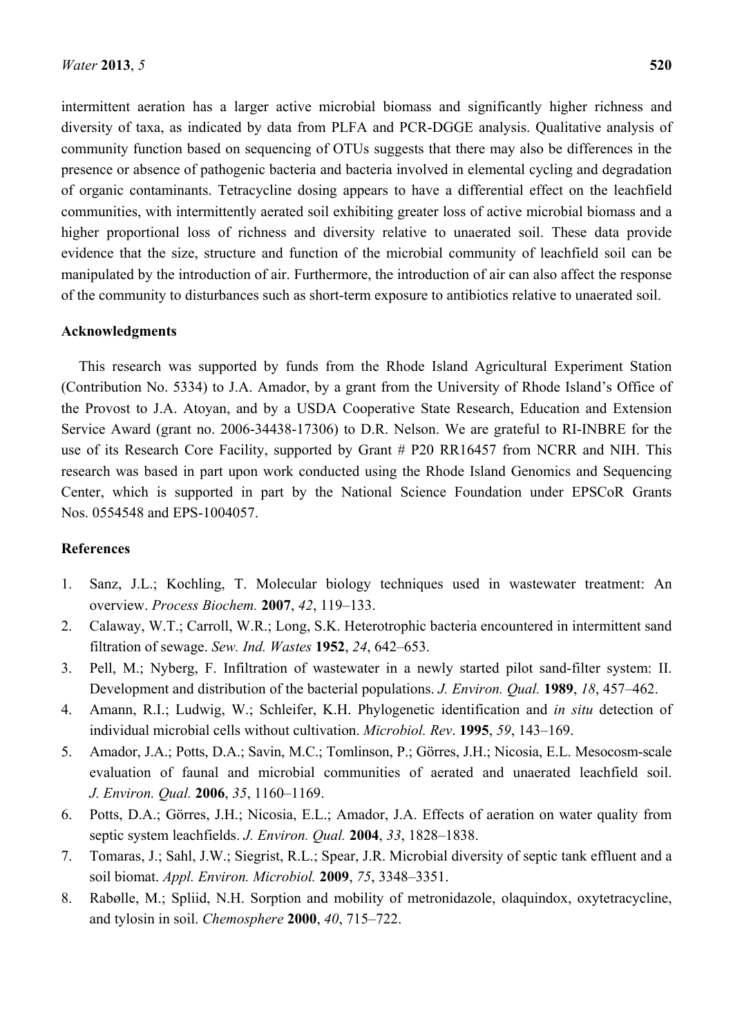intermittent aeration has a larger active microbial biomass and significantly higher richness and diversity of taxa, as indicated by data from PLFA and PCR-DGGE analysis. Qualitative analysis of community function based on sequencing of OTUs suggests that there may also be differences in the presence or absence of pathogenic bacteria and bacteria involved in elemental cycling and degradation of organic contaminants. Tetracycline dosing appears to have a differential effect on the leachfield communities, with intermittently aerated soil exhibiting greater loss of active microbial biomass and a higher proportional loss of richness and diversity relative to unaerated soil. These data provide evidence that the size, structure and function of the microbial community of leachfield soil can be manipulated by the introduction of air. Furthermore, the introduction of air can also affect the response of the community to disturbances such as short-term exposure to antibiotics relative to unaerated soil.

**Acknowledgments**

This research was supported by funds from the Rhode Island Agricultural Experiment Station (Contribution No. 5334) to J.A. Amador, by a grant from the University of Rhode Island's Office of the Provost to J.A. Atoyan, and by a USDA Cooperative State Research, Education and Extension Service Award (grant no. 2006-34438-17306) to D.R. Nelson. We are grateful to RI-INBRE for the use of its Research Core Facility, supported by Grant # P20 RR16457 from NCRR and NIH. This research was based in part upon work conducted using the Rhode Island Genomics and Sequencing Center, which is supported in part by the National Science Foundation under EPSCoR Grants Nos. 0554548 and EPS-1004057.

**References**

1. Sanz, J.L.; Kochling, T. Molecular biology techniques used in wastewater treatment: An overview. *Process Biochem.* **2007**, *42*, 119–133.
2. Calaway, W.T.; Carroll, W.R.; Long, S.K. Heterotrophic bacteria encountered in intermittent sand filtration of sewage. *Sew. Ind. Wastes* **1952**, *24*, 642–653.
3. Pell, M.; Nyberg, F. Infiltration of wastewater in a newly started pilot sand-filter system: II. Development and distribution of the bacterial populations. *J. Environ. Qual.* **1989**, *18*, 457–462.
4. Amann, R.I.; Ludwig, W.; Schleifer, K.H. Phylogenetic identification and *in situ* detection of individual microbial cells without cultivation. *Microbiol. Rev*. **1995**, *59*, 143–169.
5. Amador, J.A.; Potts, D.A.; Savin, M.C.; Tomlinson, P.; Görres, J.H.; Nicosia, E.L. Mesocosm-scale evaluation of faunal and microbial communities of aerated and unaerated leachfield soil. *J. Environ. Qual.* **2006**, *35*, 1160–1169.
6. Potts, D.A.; Görres, J.H.; Nicosia, E.L.; Amador, J.A. Effects of aeration on water quality from septic system leachfields. *J. Environ. Qual.* **2004**, *33*, 1828–1838.
7. Tomaras, J.; Sahl, J.W.; Siegrist, R.L.; Spear, J.R. Microbial diversity of septic tank effluent and a soil biomat. *Appl. Environ. Microbiol.* **2009**, *75*, 3348–3351.
8. Rabølle, M.; Spliid, N.H. Sorption and mobility of metronidazole, olaquindox, oxytetracycline, and tylosin in soil. *Chemosphere* **2000**, *40*, 715–722.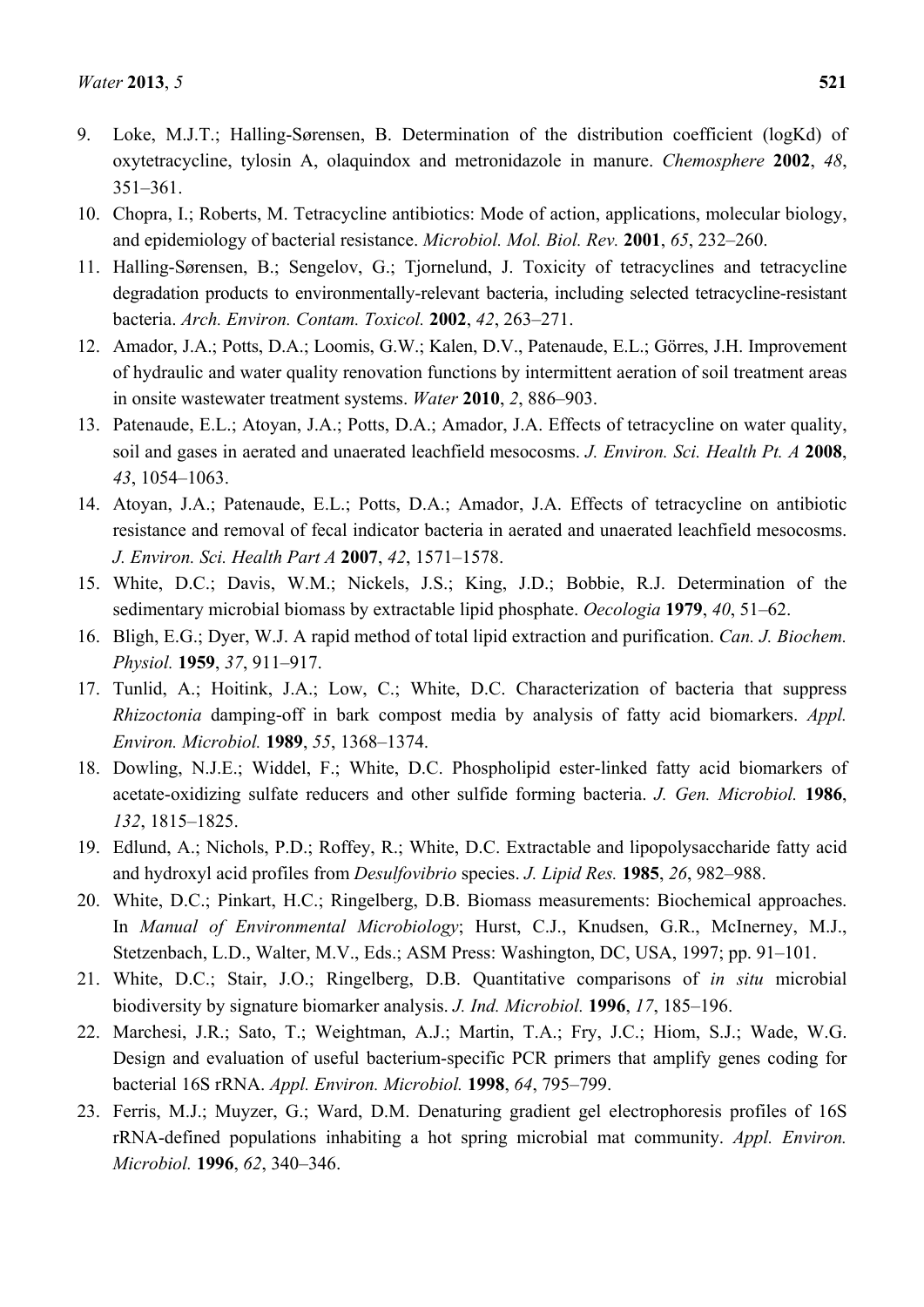9. Loke, M.J.T.; Halling-Sørensen, B. Determination of the distribution coefficient (logKd) of oxytetracycline, tylosin A, olaquindox and metronidazole in manure. *Chemosphere* **2002**, *48*, 351–361.
10. Chopra, I.; Roberts, M. Tetracycline antibiotics: Mode of action, applications, molecular biology, and epidemiology of bacterial resistance. *Microbiol. Mol. Biol. Rev.* **2001**, *65*, 232–260.
11. Halling-Sørensen, B.; Sengelov, G.; Tjornelund, J. Toxicity of tetracyclines and tetracycline degradation products to environmentally-relevant bacteria, including selected tetracycline-resistant bacteria. *Arch. Environ. Contam. Toxicol.* **2002**, *42*, 263–271.
12. Amador, J.A.; Potts, D.A.; Loomis, G.W.; Kalen, D.V., Patenaude, E.L.; Görres, J.H. Improvement of hydraulic and water quality renovation functions by intermittent aeration of soil treatment areas in onsite wastewater treatment systems. *Water* **2010**, *2*, 886–903.
13. Patenaude, E.L.; Atoyan, J.A.; Potts, D.A.; Amador, J.A. Effects of tetracycline on water quality, soil and gases in aerated and unaerated leachfield mesocosms. *J. Environ. Sci. Health Pt. A* **2008**, *43*, 1054–1063.
14. Atoyan, J.A.; Patenaude, E.L.; Potts, D.A.; Amador, J.A. Effects of tetracycline on antibiotic resistance and removal of fecal indicator bacteria in aerated and unaerated leachfield mesocosms. *J. Environ. Sci. Health Part A* **2007**, *42*, 1571–1578.
15. White, D.C.; Davis, W.M.; Nickels, J.S.; King, J.D.; Bobbie, R.J. Determination of the sedimentary microbial biomass by extractable lipid phosphate. *Oecologia* **1979**, *40*, 51–62.
16. Bligh, E.G.; Dyer, W.J. A rapid method of total lipid extraction and purification. *Can. J. Biochem. Physiol.* **1959**, *37*, 911–917.
17. Tunlid, A.; Hoitink, J.A.; Low, C.; White, D.C. Characterization of bacteria that suppress *Rhizoctonia* damping-off in bark compost media by analysis of fatty acid biomarkers. *Appl. Environ. Microbiol.* **1989**, *55*, 1368–1374.
18. Dowling, N.J.E.; Widdel, F.; White, D.C. Phospholipid ester-linked fatty acid biomarkers of acetate-oxidizing sulfate reducers and other sulfide forming bacteria. *J. Gen. Microbiol.* **1986**, *132*, 1815–1825.
19. Edlund, A.; Nichols, P.D.; Roffey, R.; White, D.C. Extractable and lipopolysaccharide fatty acid and hydroxyl acid profiles from *Desulfovibrio* species. *J. Lipid Res.* **1985**, *26*, 982–988.
20. White, D.C.; Pinkart, H.C.; Ringelberg, D.B. Biomass measurements: Biochemical approaches. In *Manual of Environmental Microbiology*; Hurst, C.J., Knudsen, G.R., McInerney, M.J., Stetzenbach, L.D., Walter, M.V., Eds.; ASM Press: Washington, DC, USA, 1997; pp. 91–101.
21. White, D.C.; Stair, J.O.; Ringelberg, D.B. Quantitative comparisons of *in situ* microbial biodiversity by signature biomarker analysis. *J. Ind. Microbiol.* **1996**, *17*, 185–196.
22. Marchesi, J.R.; Sato, T.; Weightman, A.J.; Martin, T.A.; Fry, J.C.; Hiom, S.J.; Wade, W.G. Design and evaluation of useful bacterium-specific PCR primers that amplify genes coding for bacterial 16S rRNA. *Appl. Environ. Microbiol.* **1998**, *64*, 795–799.
23. Ferris, M.J.; Muyzer, G.; Ward, D.M. Denaturing gradient gel electrophoresis profiles of 16S rRNA-defined populations inhabiting a hot spring microbial mat community. *Appl. Environ. Microbiol.* **1996**, *62*, 340–346.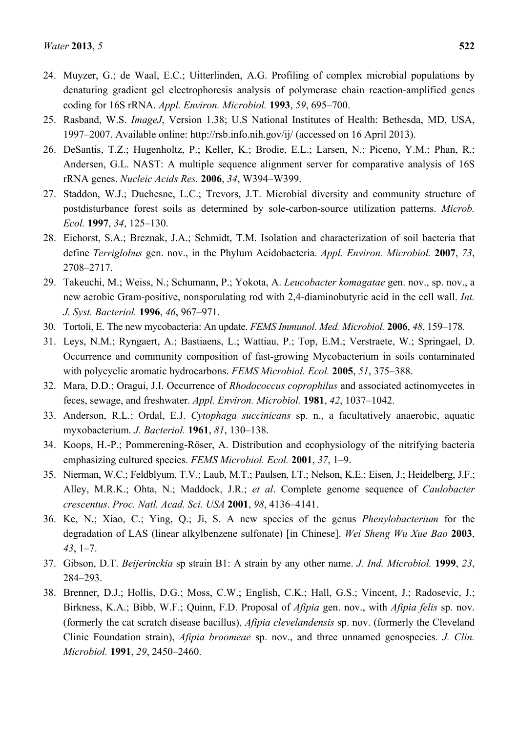24. Muyzer, G.; de Waal, E.C.; Uitterlinden, A.G. Profiling of complex microbial populations by denaturing gradient gel electrophoresis analysis of polymerase chain reaction-amplified genes coding for 16S rRNA. *Appl. Environ. Microbiol.* **1993**, *59*, 695–700.
25. Rasband, W.S. *ImageJ*, Version 1.38; U.S National Institutes of Health: Bethesda, MD, USA, 1997–2007. Available online: http://rsb.info.nih.gov/ij/ (accessed on 16 April 2013).
26. DeSantis, T.Z.; Hugenholtz, P.; Keller, K.; Brodie, E.L.; Larsen, N.; Piceno, Y.M.; Phan, R.; Andersen, G.L. NAST: A multiple sequence alignment server for comparative analysis of 16S rRNA genes. *Nucleic Acids Res.* **2006**, *34*, W394–W399.
27. Staddon, W.J.; Duchesne, L.C.; Trevors, J.T. Microbial diversity and community structure of postdisturbance forest soils as determined by sole-carbon-source utilization patterns. *Microb. Ecol.* **1997**, *34*, 125–130.
28. Eichorst, S.A.; Breznak, J.A.; Schmidt, T.M. Isolation and characterization of soil bacteria that define *Terriglobus* gen. nov., in the Phylum Acidobacteria. *Appl. Environ. Microbiol.* **2007**, *73*, 2708–2717.
29. Takeuchi, M.; Weiss, N.; Schumann, P.; Yokota, A. *Leucobacter komagatae* gen. nov., sp. nov., a new aerobic Gram-positive, nonsporulating rod with 2,4-diaminobutyric acid in the cell wall. *Int. J. Syst. Bacteriol.* **1996**, *46*, 967–971.
30. Tortoli, E. The new mycobacteria: An update. *FEMS Immunol. Med. Microbiol.* **2006**, *48*, 159–178.
31. Leys, N.M.; Ryngaert, A.; Bastiaens, L.; Wattiau, P.; Top, E.M.; Verstraete, W.; Springael, D. Occurrence and community composition of fast-growing Mycobacterium in soils contaminated with polycyclic aromatic hydrocarbons. *FEMS Microbiol. Ecol.* **2005**, *51*, 375–388.
32. Mara, D.D.; Oragui, J.I. Occurrence of *Rhodococcus coprophilus* and associated actinomycetes in feces, sewage, and freshwater. *Appl. Environ. Microbiol.* **1981**, *42*, 1037–1042.
33. Anderson, R.L.; Ordal, E.J. *Cytophaga succinicans* sp. n., a facultatively anaerobic, aquatic myxobacterium. *J. Bacteriol.* **1961**, *81*, 130–138.
34. Koops, H.-P.; Pommerening-Röser, A. Distribution and ecophysiology of the nitrifying bacteria emphasizing cultured species. *FEMS Microbiol. Ecol.* **2001**, *37*, 1–9.
35. Nierman, W.C.; Feldblyum, T.V.; Laub, M.T.; Paulsen, I.T.; Nelson, K.E.; Eisen, J.; Heidelberg, J.F.; Alley, M.R.K.; Ohta, N.; Maddock, J.R.; *et al*. Complete genome sequence of *Caulobacter crescentus*. *Proc. Natl. Acad. Sci. USA* **2001**, *98*, 4136–4141.
36. Ke, N.; Xiao, C.; Ying, Q.; Ji, S. A new species of the genus *Phenylobacterium* for the degradation of LAS (linear alkylbenzene sulfonate) [in Chinese]. *Wei Sheng Wu Xue Bao* **2003**, *43*, 1–7.
37. Gibson, D.T. *Beijerinckia* sp strain B1: A strain by any other name. *J. Ind. Microbiol.* **1999**, *23*, 284–293.
38. Brenner, D.J.; Hollis, D.G.; Moss, C.W.; English, C.K.; Hall, G.S.; Vincent, J.; Radosevic, J.; Birkness, K.A.; Bibb, W.F.; Quinn, F.D. Proposal of *Afipia* gen. nov., with *Afipia felis* sp. nov. (formerly the cat scratch disease bacillus), *Afipia clevelandensis* sp. nov. (formerly the Cleveland Clinic Foundation strain), *Afipia broomeae* sp. nov., and three unnamed genospecies. *J. Clin. Microbiol.* **1991**, *29*, 2450–2460.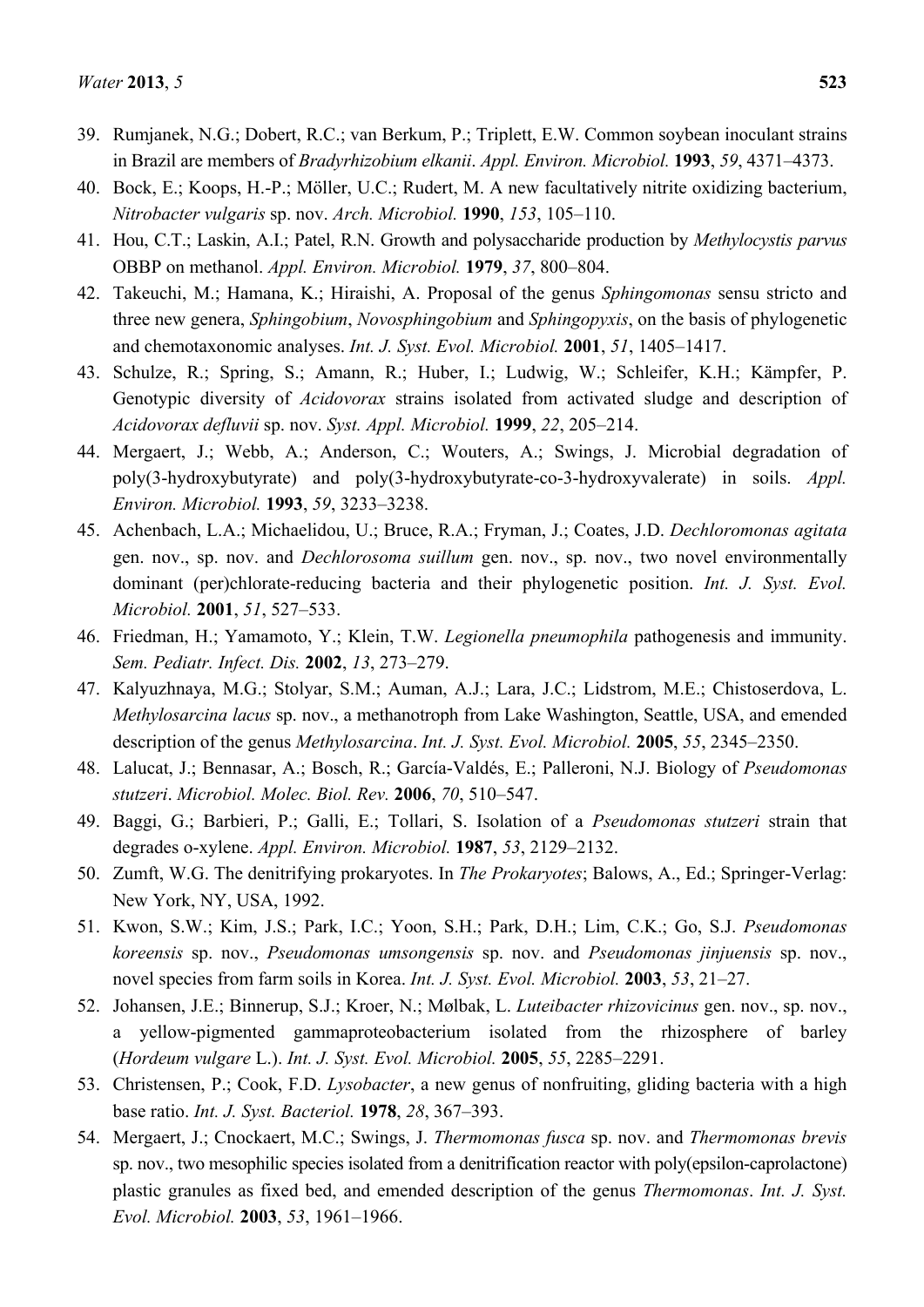39. Rumjanek, N.G.; Dobert, R.C.; van Berkum, P.; Triplett, E.W. Common soybean inoculant strains in Brazil are members of *Bradyrhizobium elkanii*. *Appl. Environ. Microbiol.* **1993**, *59*, 4371–4373.
40. Bock, E.; Koops, H.-P.; Möller, U.C.; Rudert, M. A new facultatively nitrite oxidizing bacterium, *Nitrobacter vulgaris* sp. nov. *Arch. Microbiol.* **1990**, *153*, 105–110.
41. Hou, C.T.; Laskin, A.I.; Patel, R.N. Growth and polysaccharide production by *Methylocystis parvus* OBBP on methanol. *Appl. Environ. Microbiol.* **1979**, *37*, 800–804.
42. Takeuchi, M.; Hamana, K.; Hiraishi, A. Proposal of the genus *Sphingomonas* sensu stricto and three new genera, *Sphingobium*, *Novosphingobium* and *Sphingopyxis*, on the basis of phylogenetic and chemotaxonomic analyses. *Int. J. Syst. Evol. Microbiol.* **2001**, *51*, 1405–1417.
43. Schulze, R.; Spring, S.; Amann, R.; Huber, I.; Ludwig, W.; Schleifer, K.H.; Kämpfer, P. Genotypic diversity of *Acidovorax* strains isolated from activated sludge and description of *Acidovorax defluvii* sp. nov. *Syst. Appl. Microbiol.* **1999**, *22*, 205–214.
44. Mergaert, J.; Webb, A.; Anderson, C.; Wouters, A.; Swings, J. Microbial degradation of poly(3-hydroxybutyrate) and poly(3-hydroxybutyrate-co-3-hydroxyvalerate) in soils. *Appl. Environ. Microbiol.* **1993**, *59*, 3233–3238.
45. Achenbach, L.A.; Michaelidou, U.; Bruce, R.A.; Fryman, J.; Coates, J.D. *Dechloromonas agitata* gen. nov., sp. nov. and *Dechlorosoma suillum* gen. nov., sp. nov., two novel environmentally dominant (per)chlorate-reducing bacteria and their phylogenetic position. *Int. J. Syst. Evol. Microbiol.* **2001**, *51*, 527–533.
46. Friedman, H.; Yamamoto, Y.; Klein, T.W. *Legionella pneumophila* pathogenesis and immunity. *Sem. Pediatr. Infect. Dis.* **2002**, *13*, 273–279.
47. Kalyuzhnaya, M.G.; Stolyar, S.M.; Auman, A.J.; Lara, J.C.; Lidstrom, M.E.; Chistoserdova, L. *Methylosarcina lacus* sp. nov., a methanotroph from Lake Washington, Seattle, USA, and emended description of the genus *Methylosarcina*. *Int. J. Syst. Evol. Microbiol.* **2005**, *55*, 2345–2350.
48. Lalucat, J.; Bennasar, A.; Bosch, R.; García-Valdés, E.; Palleroni, N.J. Biology of *Pseudomonas stutzeri*. *Microbiol. Molec. Biol. Rev.* **2006**, *70*, 510–547.
49. Baggi, G.; Barbieri, P.; Galli, E.; Tollari, S. Isolation of a *Pseudomonas stutzeri* strain that degrades o-xylene. *Appl. Environ. Microbiol.* **1987**, *53*, 2129–2132.
50. Zumft, W.G. The denitrifying prokaryotes. In *The Prokaryotes*; Balows, A., Ed.; Springer-Verlag: New York, NY, USA, 1992.
51. Kwon, S.W.; Kim, J.S.; Park, I.C.; Yoon, S.H.; Park, D.H.; Lim, C.K.; Go, S.J. *Pseudomonas koreensis* sp. nov., *Pseudomonas umsongensis* sp. nov. and *Pseudomonas jinjuensis* sp. nov., novel species from farm soils in Korea. *Int. J. Syst. Evol. Microbiol.* **2003**, *53*, 21–27.
52. Johansen, J.E.; Binnerup, S.J.; Kroer, N.; Mølbak, L. *Luteibacter rhizovicinus* gen. nov., sp. nov., a yellow-pigmented gammaproteobacterium isolated from the rhizosphere of barley (*Hordeum vulgare* L.). *Int. J. Syst. Evol. Microbiol.* **2005**, *55*, 2285–2291.
53. Christensen, P.; Cook, F.D. *Lysobacter*, a new genus of nonfruiting, gliding bacteria with a high base ratio. *Int. J. Syst. Bacteriol.* **1978**, *28*, 367–393.
54. Mergaert, J.; Cnockaert, M.C.; Swings, J. *Thermomonas fusca* sp. nov. and *Thermomonas brevis* sp. nov., two mesophilic species isolated from a denitrification reactor with poly(epsilon-caprolactone) plastic granules as fixed bed, and emended description of the genus *Thermomonas*. *Int. J. Syst. Evol. Microbiol.* **2003**, *53*, 1961–1966.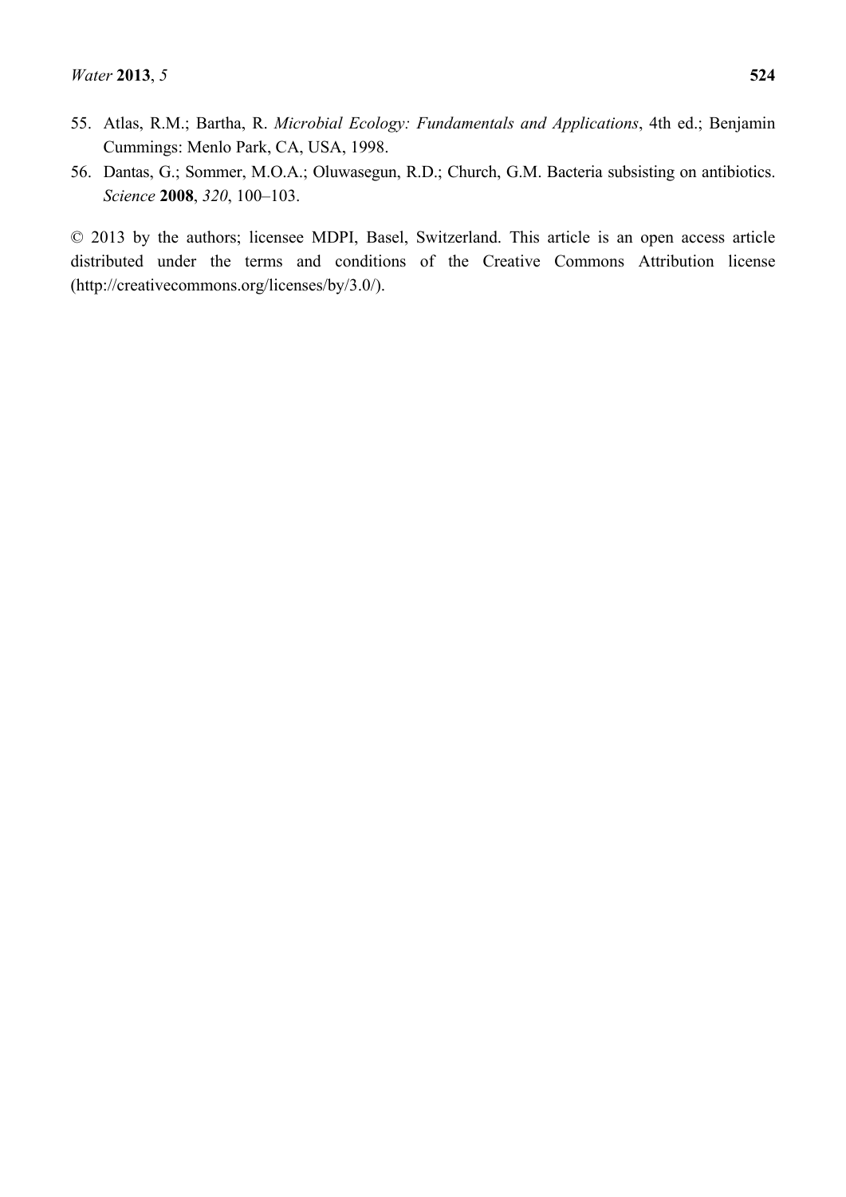55. Atlas, R.M.; Bartha, R. *Microbial Ecology: Fundamentals and Applications*, 4th ed.; Benjamin Cummings: Menlo Park, CA, USA, 1998.
56. Dantas, G.; Sommer, M.O.A.; Oluwasegun, R.D.; Church, G.M. Bacteria subsisting on antibiotics. *Science* **2008**, *320*, 100–103.

© 2013 by the authors; licensee MDPI, Basel, Switzerland. This article is an open access article distributed under the terms and conditions of the Creative Commons Attribution license (http://creativecommons.org/licenses/by/3.0/).